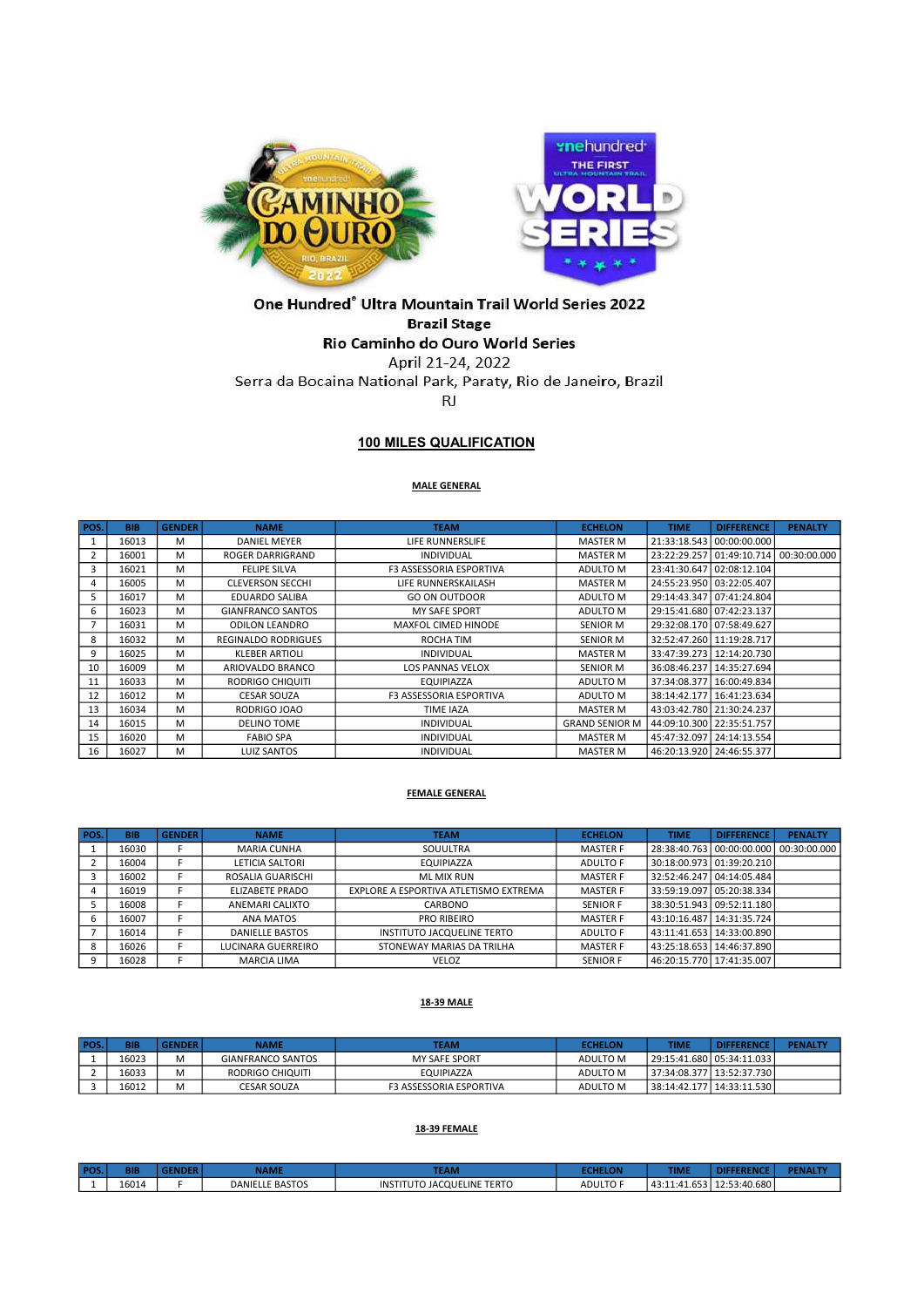One Hundred® Ultra Mountain Trail World Series 2022

**Brazil Stage**

**Rio Caminho do Ouro World Series**

April 21-24, 2022

Serra da Bocaina National Park, Paraty, Rio de Janeiro, Brazil

RJ

## 100 MILES QUALIFICATION

### MALE GENERAL

| POS. | BIB | GENDER | NAME | TEAM | ECHELON | TIME | DIFFERENCE | PENALTY |
|---|---|---|---|---|---|---|---|---|
| 1 | 16013 | M | DANIEL MEYER | LIFE RUNNERSLIFE | MASTER M | 21:33:18.543 | 00:00:00.000 | |
| 2 | 16001 | M | ROGER DARRIGRAND | INDIVIDUAL | MASTER M | 23:22:29.257 | 01:49:10.714 | 00:30:00.000 |
| 3 | 16021 | M | FELIPE SILVA | F3 ASSESSORIA ESPORTIVA | ADULTO M | 23:41:30.647 | 02:08:12.104 | |
| 4 | 16005 | M | CLEVERSON SECCHI | LIFE RUNNERSKAILASH | MASTER M | 24:55:23.950 | 03:22:05.407 | |
| 5 | 16017 | M | EDUARDO SALIBA | GO ON OUTDOOR | ADULTO M | 29:14:43.347 | 07:41:24.804 | |
| 6 | 16023 | M | GIANFRANCO SANTOS | MY SAFE SPORT | ADULTO M | 29:15:41.680 | 07:42:23.137 | |
| 7 | 16031 | M | ODILON LEANDRO | MAXFOL CIMED HINODE | SENIOR M | 29:32:08.170 | 07:58:49.627 | |
| 8 | 16032 | M | REGINALDO RODRIGUES | ROCHA TIM | SENIOR M | 32:52:47.260 | 11:19:28.717 | |
| 9 | 16025 | M | KLEBER ARTIOLI | INDIVIDUAL | MASTER M | 33:47:39.273 | 12:14:20.730 | |
| 10 | 16009 | M | ARIOVALDO BRANCO | LOS PANNAS VELOX | SENIOR M | 36:08:46.237 | 14:35:27.694 | |
| 11 | 16033 | M | RODRIGO CHIQUITI | EQUIPIAZZA | ADULTO M | 37:34:08.377 | 16:00:49.834 | |
| 12 | 16012 | M | CESAR SOUZA | F3 ASSESSORIA ESPORTIVA | ADULTO M | 38:14:42.177 | 16:41:23.634 | |
| 13 | 16034 | M | RODRIGO JOAO | TIME IAZA | MASTER M | 43:03:42.780 | 21:30:24.237 | |
| 14 | 16015 | M | DELINO TOME | INDIVIDUAL | GRAND SENIOR M | 44:09:10.300 | 22:35:51.757 | |
| 15 | 16020 | M | FABIO SPA | INDIVIDUAL | MASTER M | 45:47:32.097 | 24:14:13.554 | |
| 16 | 16027 | M | LUIZ SANTOS | INDIVIDUAL | MASTER M | 46:20:13.920 | 24:46:55.377 | |

### FEMALE GENERAL

| POS. | BIB | GENDER | NAME | TEAM | ECHELON | TIME | DIFFERENCE | PENALTY |
|---|---|---|---|---|---|---|---|---|
| 1 | 16030 | F | MARIA CUNHA | SOUULTRA | MASTER F | 28:38:40.763 | 00:00:00.000 | 00:30:00.000 |
| 2 | 16004 | F | LETICIA SALTORI | EQUIPIAZZA | ADULTO F | 30:18:00.973 | 01:39:20.210 | |
| 3 | 16002 | F | ROSALIA GUARISCHI | ML MIX RUN | MASTER F | 32:52:46.247 | 04:14:05.484 | |
| 4 | 16019 | F | ELIZABETE PRADO | EXPLORE A ESPORTIVA ATLETISMO EXTREMA | MASTER F | 33:59:19.097 | 05:20:38.334 | |
| 5 | 16008 | F | ANEMARI CALIXTO | CARBONO | SENIOR F | 38:30:51.943 | 09:52:11.180 | |
| 6 | 16007 | F | ANA MATOS | PRO RIBEIRO | MASTER F | 43:10:16.487 | 14:31:35.724 | |
| 7 | 16014 | F | DANIELLE BASTOS | INSTITUTO JACQUELINE TERTO | ADULTO F | 43:11:41.653 | 14:33:00.890 | |
| 8 | 16026 | F | LUCINARA GUERREIRO | STONEWAY MARIAS DA TRILHA | MASTER F | 43:25:18.653 | 14:46:37.890 | |
| 9 | 16028 | F | MARCIA LIMA | VELOZ | SENIOR F | 46:20:15.770 | 17:41:35.007 | |

### 18-39 MALE

| POS. | BIB | GENDER | NAME | TEAM | ECHELON | TIME | DIFFERENCE | PENALTY |
|---|---|---|---|---|---|---|---|---|
| 1 | 16023 | M | GIANFRANCO SANTOS | MY SAFE SPORT | ADULTO M | 29:15:41.680 | 05:34:11.033 | |
| 2 | 16033 | M | RODRIGO CHIQUITI | EQUIPIAZZA | ADULTO M | 37:34:08.377 | 13:52:37.730 | |
| 3 | 16012 | M | CESAR SOUZA | F3 ASSESSORIA ESPORTIVA | ADULTO M | 38:14:42.177 | 14:33:11.530 | |

### 18-39 FEMALE

| POS. | BIB | GENDER | NAME | TEAM | ECHELON | TIME | DIFFERENCE | PENALTY |
|---|---|---|---|---|---|---|---|---|
| 1 | 16014 | F | DANIELLE BASTOS | INSTITUTO JACQUELINE TERTO | ADULTO F | 43:11:41.653 | 12:53:40.680 | |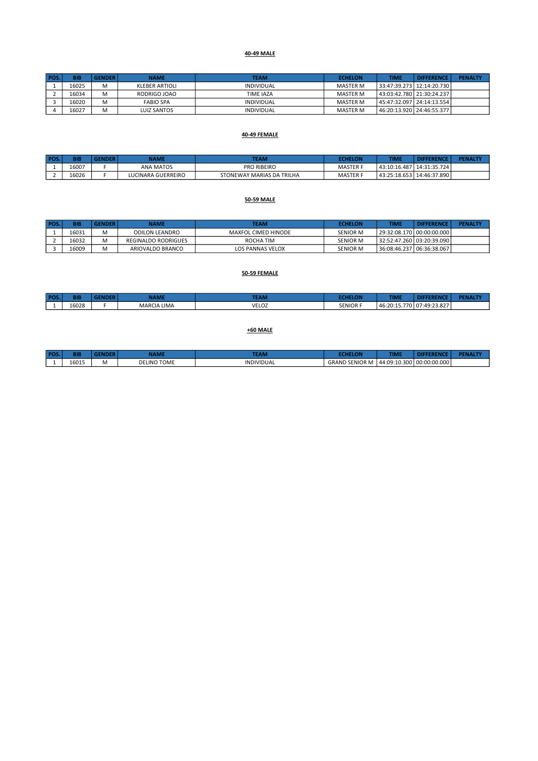**40-49 MALE**

| POS. | BIB | GENDER | NAME | TEAM | ECHELON | TIME | DIFFERENCE | PENALTY |
|---|---|---|---|---|---|---|---|---|
| 1 | 16025 | M | KLEBER ARTIOLI | INDIVIDUAL | MASTER M | 33:47:39.273 | 12:14:20.730 | |
| 2 | 16034 | M | RODRIGO JOAO | TIME IAZA | MASTER M | 43:03:42.780 | 21:30:24.237 | |
| 3 | 16020 | M | FABIO SPA | INDIVIDUAL | MASTER M | 45:47:32.097 | 24:14:13.554 | |
| 4 | 16027 | M | LUIZ SANTOS | INDIVIDUAL | MASTER M | 46:20:13.920 | 24:46:55.377 | |

**40-49 FEMALE**

| POS. | BIB | GENDER | NAME | TEAM | ECHELON | TIME | DIFFERENCE | PENALTY |
|---|---|---|---|---|---|---|---|---|
| 1 | 16007 | F | ANA MATOS | PRO RIBEIRO | MASTER F | 43:10:16.487 | 14:31:35.724 | |
| 2 | 16026 | F | LUCINARA GUERREIRO | STONEWAY MARIAS DA TRILHA | MASTER F | 43:25:18.653 | 14:46:37.890 | |

**50-59 MALE**

| POS. | BIB | GENDER | NAME | TEAM | ECHELON | TIME | DIFFERENCE | PENALTY |
|---|---|---|---|---|---|---|---|---|
| 1 | 16031 | M | ODILON LEANDRO | MAXFOL CIMED HINODE | SENIOR M | 29:32:08.170 | 00:00:00.000 | |
| 2 | 16032 | M | REGINALDO RODRIGUES | ROCHA TIM | SENIOR M | 32:52:47.260 | 03:20:39.090 | |
| 3 | 16009 | M | ARIOVALDO BRANCO | LOS PANNAS VELOX | SENIOR M | 36:08:46.237 | 06:36:38.067 | |

**50-59 FEMALE**

| POS. | BIB | GENDER | NAME | TEAM | ECHELON | TIME | DIFFERENCE | PENALTY |
|---|---|---|---|---|---|---|---|---|
| 1 | 16028 | F | MARCIA LIMA | VELOZ | SENIOR F | 46:20:15.770 | 07:49:23.827 | |

**+60 MALE**

| POS. | BIB | GENDER | NAME | TEAM | ECHELON | TIME | DIFFERENCE | PENALTY |
|---|---|---|---|---|---|---|---|---|
| 1 | 16015 | M | DELINO TOME | INDIVIDUAL | GRAND SENIOR M | 44:09:10.300 | 00:00:00.000 | |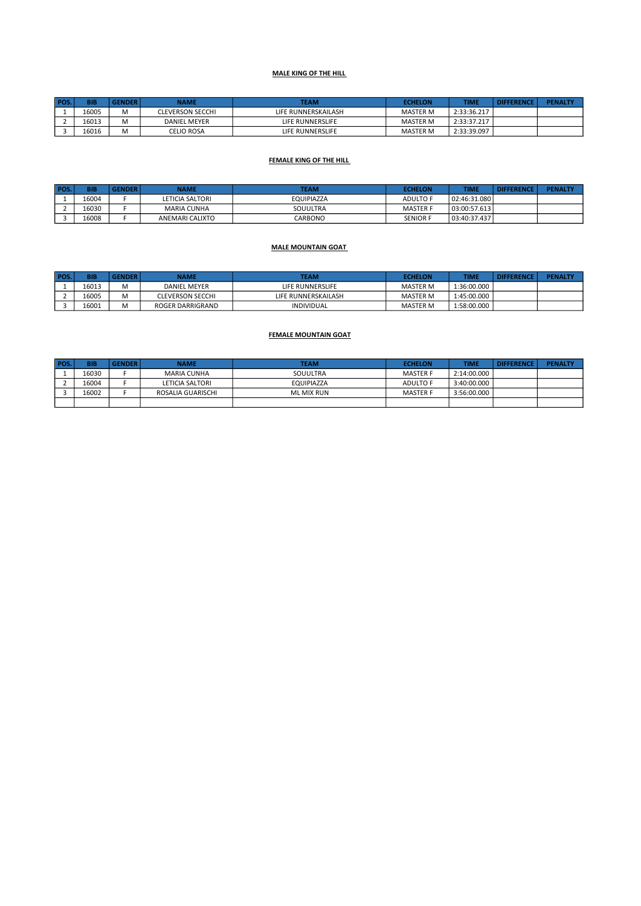**MALE KING OF THE HILL**

| POS. | BIB | GENDER | NAME | TEAM | ECHELON | TIME | DIFFERENCE | PENALTY |
|---|---|---|---|---|---|---|---|---|
| 1 | 16005 | M | CLEVERSON SECCHI | LIFE RUNNERSKAILASH | MASTER M | 2:33:36.217 | | |
| 2 | 16013 | M | DANIEL MEYER | LIFE RUNNERSLIFE | MASTER M | 2:33:37.217 | | |
| 3 | 16016 | M | CELIO ROSA | LIFE RUNNERSLIFE | MASTER M | 2:33:39.097 | | |

**FEMALE KING OF THE HILL**

| POS. | BIB | GENDER | NAME | TEAM | ECHELON | TIME | DIFFERENCE | PENALTY |
|---|---|---|---|---|---|---|---|---|
| 1 | 16004 | F | LETICIA SALTORI | EQUIPIAZZA | ADULTO F | 02:46:31.080 | | |
| 2 | 16030 | F | MARIA CUNHA | SOUULTRA | MASTER F | 03:00:57.613 | | |
| 3 | 16008 | F | ANEMARI CALIXTO | CARBONO | SENIOR F | 03:40:37.437 | | |

**MALE MOUNTAIN GOAT**

| POS. | BIB | GENDER | NAME | TEAM | ECHELON | TIME | DIFFERENCE | PENALTY |
|---|---|---|---|---|---|---|---|---|
| 1 | 16013 | M | DANIEL MEYER | LIFE RUNNERSLIFE | MASTER M | 1:36:00.000 | | |
| 2 | 16005 | M | CLEVERSON SECCHI | LIFE RUNNERSKAILASH | MASTER M | 1:45:00.000 | | |
| 3 | 16001 | M | ROGER DARRIGRAND | INDIVIDUAL | MASTER M | 1:58:00.000 | | |

**FEMALE MOUNTAIN GOAT**

| POS. | BIB | GENDER | NAME | TEAM | ECHELON | TIME | DIFFERENCE | PENALTY |
|---|---|---|---|---|---|---|---|---|
| 1 | 16030 | F | MARIA CUNHA | SOUULTRA | MASTER F | 2:14:00.000 | | |
| 2 | 16004 | F | LETICIA SALTORI | EQUIPIAZZA | ADULTO F | 3:40:00.000 | | |
| 3 | 16002 | F | ROSALIA GUARISCHI | ML MIX RUN | MASTER F | 3:56:00.000 | | |
| | | | | | | | | |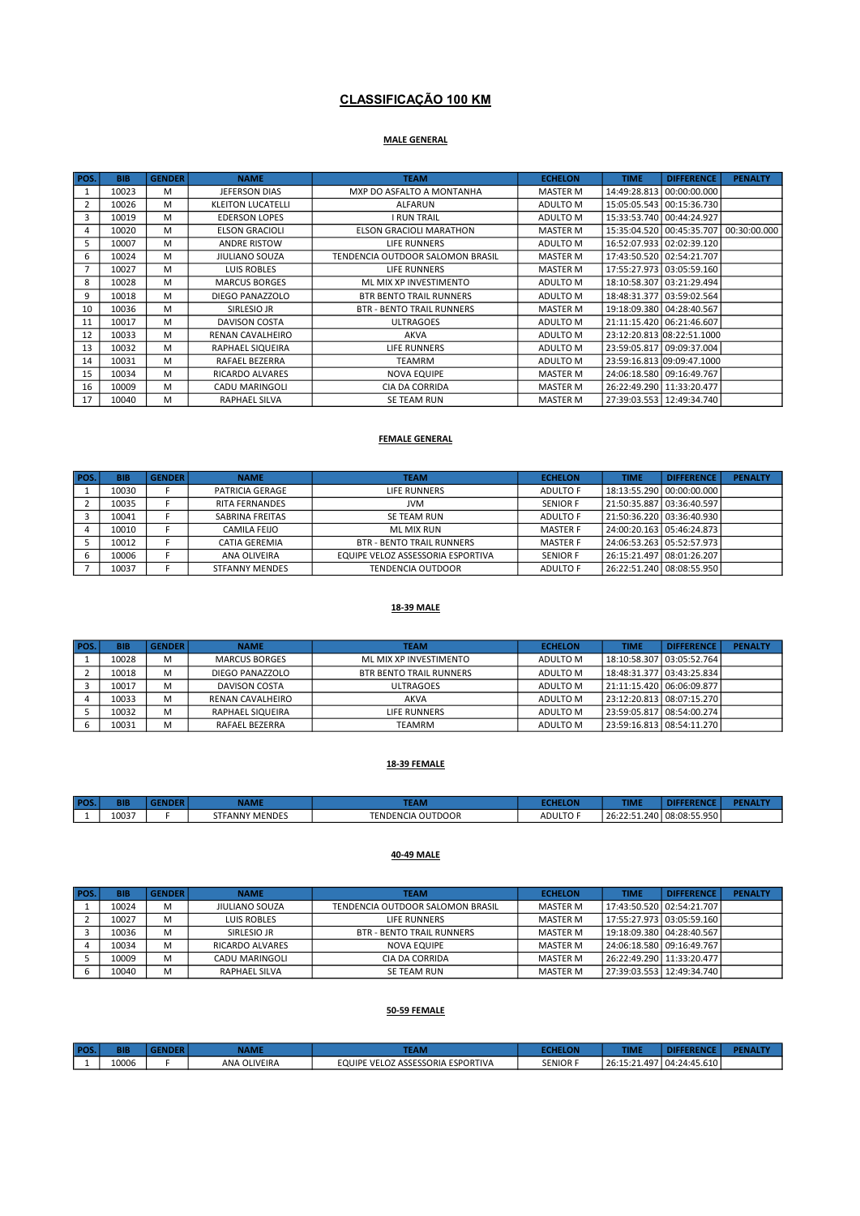# CLASSIFICAÇÃO 100 KM

## MALE GENERAL

| POS. | BIB | GENDER | NAME | TEAM | ECHELON | TIME | DIFFERENCE | PENALTY |
|---|---|---|---|---|---|---|---|---|
| 1 | 10023 | M | JEFERSON DIAS | MXP DO ASFALTO A MONTANHA | MASTER M | 14:49:28.813 | 00:00:00.000 | |
| 2 | 10026 | M | KLEITON LUCATELLI | ALFARUN | ADULTO M | 15:05:05.543 | 00:15:36.730 | |
| 3 | 10019 | M | EDERSON LOPES | I RUN TRAIL | ADULTO M | 15:33:53.740 | 00:44:24.927 | |
| 4 | 10020 | M | ELSON GRACIOLI | ELSON GRACIOLI MARATHON | MASTER M | 15:35:04.520 | 00:45:35.707 | 00:30:00.000 |
| 5 | 10007 | M | ANDRE RISTOW | LIFE RUNNERS | ADULTO M | 16:52:07.933 | 02:02:39.120 | |
| 6 | 10024 | M | JIULIANO SOUZA | TENDENCIA OUTDOOR SALOMON BRASIL | MASTER M | 17:43:50.520 | 02:54:21.707 | |
| 7 | 10027 | M | LUIS ROBLES | LIFE RUNNERS | MASTER M | 17:55:27.973 | 03:05:59.160 | |
| 8 | 10028 | M | MARCUS BORGES | ML MIX XP INVESTIMENTO | ADULTO M | 18:10:58.307 | 03:21:29.494 | |
| 9 | 10018 | M | DIEGO PANAZZOLO | BTR BENTO TRAIL RUNNERS | ADULTO M | 18:48:31.377 | 03:59:02.564 | |
| 10 | 10036 | M | SIRLESIO JR | BTR - BENTO TRAIL RUNNERS | MASTER M | 19:18:09.380 | 04:28:40.567 | |
| 11 | 10017 | M | DAVISON COSTA | ULTRAGOES | ADULTO M | 21:11:15.420 | 06:21:46.607 | |
| 12 | 10033 | M | RENAN CAVALHEIRO | AKVA | ADULTO M | 23:12:20.813 | 08:22:51.1000 | |
| 13 | 10032 | M | RAPHAEL SIQUEIRA | LIFE RUNNERS | ADULTO M | 23:59:05.817 | 09:09:37.004 | |
| 14 | 10031 | M | RAFAEL BEZERRA | TEAMRM | ADULTO M | 23:59:16.813 | 09:09:47.1000 | |
| 15 | 10034 | M | RICARDO ALVARES | NOVA EQUIPE | MASTER M | 24:06:18.580 | 09:16:49.767 | |
| 16 | 10009 | M | CADU MARINGOLI | CIA DA CORRIDA | MASTER M | 26:22:49.290 | 11:33:20.477 | |
| 17 | 10040 | M | RAPHAEL SILVA | SE TEAM RUN | MASTER M | 27:39:03.553 | 12:49:34.740 | |

## FEMALE GENERAL

| POS. | BIB | GENDER | NAME | TEAM | ECHELON | TIME | DIFFERENCE | PENALTY |
|---|---|---|---|---|---|---|---|---|
| 1 | 10030 | F | PATRICIA GERAGE | LIFE RUNNERS | ADULTO F | 18:13:55.290 | 00:00:00.000 | |
| 2 | 10035 | F | RITA FERNANDES | JVM | SENIOR F | 21:50:35.887 | 03:36:40.597 | |
| 3 | 10041 | F | SABRINA FREITAS | SE TEAM RUN | ADULTO F | 21:50:36.220 | 03:36:40.930 | |
| 4 | 10010 | F | CAMILA FEIJO | ML MIX RUN | MASTER F | 24:00:20.163 | 05:46:24.873 | |
| 5 | 10012 | F | CATIA GEREMIA | BTR - BENTO TRAIL RUNNERS | MASTER F | 24:06:53.263 | 05:52:57.973 | |
| 6 | 10006 | F | ANA OLIVEIRA | EQUIPE VELOZ ASSESSORIA ESPORTIVA | SENIOR F | 26:15:21.497 | 08:01:26.207 | |
| 7 | 10037 | F | STFANNY MENDES | TENDENCIA OUTDOOR | ADULTO F | 26:22:51.240 | 08:08:55.950 | |

## 18-39 MALE

| POS. | BIB | GENDER | NAME | TEAM | ECHELON | TIME | DIFFERENCE | PENALTY |
|---|---|---|---|---|---|---|---|---|
| 1 | 10028 | M | MARCUS BORGES | ML MIX XP INVESTIMENTO | ADULTO M | 18:10:58.307 | 03:05:52.764 | |
| 2 | 10018 | M | DIEGO PANAZZOLO | BTR BENTO TRAIL RUNNERS | ADULTO M | 18:48:31.377 | 03:43:25.834 | |
| 3 | 10017 | M | DAVISON COSTA | ULTRAGOES | ADULTO M | 21:11:15.420 | 06:06:09.877 | |
| 4 | 10033 | M | RENAN CAVALHEIRO | AKVA | ADULTO M | 23:12:20.813 | 08:07:15.270 | |
| 5 | 10032 | M | RAPHAEL SIQUEIRA | LIFE RUNNERS | ADULTO M | 23:59:05.817 | 08:54:00.274 | |
| 6 | 10031 | M | RAFAEL BEZERRA | TEAMRM | ADULTO M | 23:59:16.813 | 08:54:11.270 | |

## 18-39 FEMALE

| POS. | BIB | GENDER | NAME | TEAM | ECHELON | TIME | DIFFERENCE | PENALTY |
|---|---|---|---|---|---|---|---|---|
| 1 | 10037 | F | STFANNY MENDES | TENDENCIA OUTDOOR | ADULTO F | 26:22:51.240 | 08:08:55.950 | |

## 40-49 MALE

| POS. | BIB | GENDER | NAME | TEAM | ECHELON | TIME | DIFFERENCE | PENALTY |
|---|---|---|---|---|---|---|---|---|
| 1 | 10024 | M | JIULIANO SOUZA | TENDENCIA OUTDOOR SALOMON BRASIL | MASTER M | 17:43:50.520 | 02:54:21.707 | |
| 2 | 10027 | M | LUIS ROBLES | LIFE RUNNERS | MASTER M | 17:55:27.973 | 03:05:59.160 | |
| 3 | 10036 | M | SIRLESIO JR | BTR - BENTO TRAIL RUNNERS | MASTER M | 19:18:09.380 | 04:28:40.567 | |
| 4 | 10034 | M | RICARDO ALVARES | NOVA EQUIPE | MASTER M | 24:06:18.580 | 09:16:49.767 | |
| 5 | 10009 | M | CADU MARINGOLI | CIA DA CORRIDA | MASTER M | 26:22:49.290 | 11:33:20.477 | |
| 6 | 10040 | M | RAPHAEL SILVA | SE TEAM RUN | MASTER M | 27:39:03.553 | 12:49:34.740 | |

## 50-59 FEMALE

| POS. | BIB | GENDER | NAME | TEAM | ECHELON | TIME | DIFFERENCE | PENALTY |
|---|---|---|---|---|---|---|---|---|
| 1 | 10006 | F | ANA OLIVEIRA | EQUIPE VELOZ ASSESSORIA ESPORTIVA | SENIOR F | 26:15:21.497 | 04:24:45.610 | |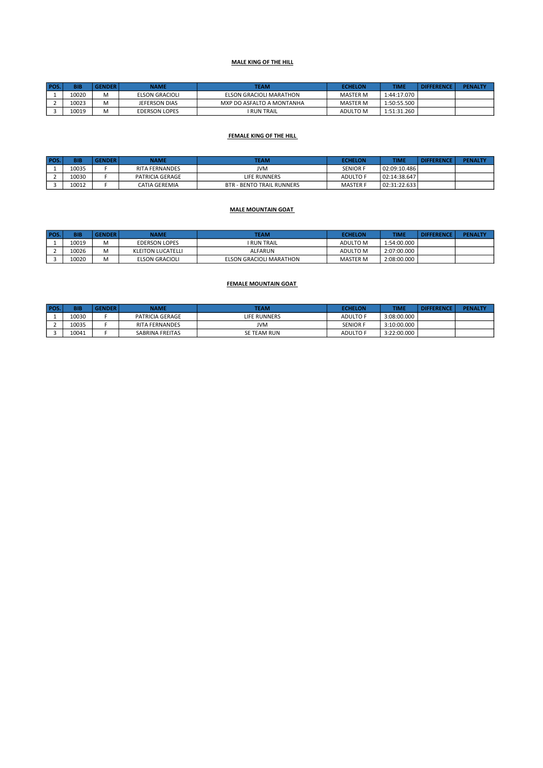**MALE KING OF THE HILL**

| POS. | BIB | GENDER | NAME | TEAM | ECHELON | TIME | DIFFERENCE | PENALTY |
|---|---|---|---|---|---|---|---|---|
| 1 | 10020 | M | ELSON GRACIOLI | ELSON GRACIOLI MARATHON | MASTER M | 1:44:17.070 | | |
| 2 | 10023 | M | JEFERSON DIAS | MXP DO ASFALTO A MONTANHA | MASTER M | 1:50:55.500 | | |
| 3 | 10019 | M | EDERSON LOPES | I RUN TRAIL | ADULTO M | 1:51:31.260 | | |

**FEMALE KING OF THE HILL**

| POS. | BIB | GENDER | NAME | TEAM | ECHELON | TIME | DIFFERENCE | PENALTY |
|---|---|---|---|---|---|---|---|---|
| 1 | 10035 | F | RITA FERNANDES | JVM | SENIOR F | 02:09:10.486 | | |
| 2 | 10030 | F | PATRICIA GERAGE | LIFE RUNNERS | ADULTO F | 02:14:38.647 | | |
| 3 | 10012 | F | CATIA GEREMIA | BTR - BENTO TRAIL RUNNERS | MASTER F | 02:31:22.633 | | |

**MALE MOUNTAIN GOAT**

| POS. | BIB | GENDER | NAME | TEAM | ECHELON | TIME | DIFFERENCE | PENALTY |
|---|---|---|---|---|---|---|---|---|
| 1 | 10019 | M | EDERSON LOPES | I RUN TRAIL | ADULTO M | 1:54:00.000 | | |
| 2 | 10026 | M | KLEITON LUCATELLI | ALFARUN | ADULTO M | 2:07:00.000 | | |
| 3 | 10020 | M | ELSON GRACIOLI | ELSON GRACIOLI MARATHON | MASTER M | 2:08:00.000 | | |

**FEMALE MOUNTAIN GOAT**

| POS. | BIB | GENDER | NAME | TEAM | ECHELON | TIME | DIFFERENCE | PENALTY |
|---|---|---|---|---|---|---|---|---|
| 1 | 10030 | F | PATRICIA GERAGE | LIFE RUNNERS | ADULTO F | 3:08:00.000 | | |
| 2 | 10035 | F | RITA FERNANDES | JVM | SENIOR F | 3:10:00.000 | | |
| 3 | 10041 | F | SABRINA FREITAS | SE TEAM RUN | ADULTO F | 3:22:00.000 | | |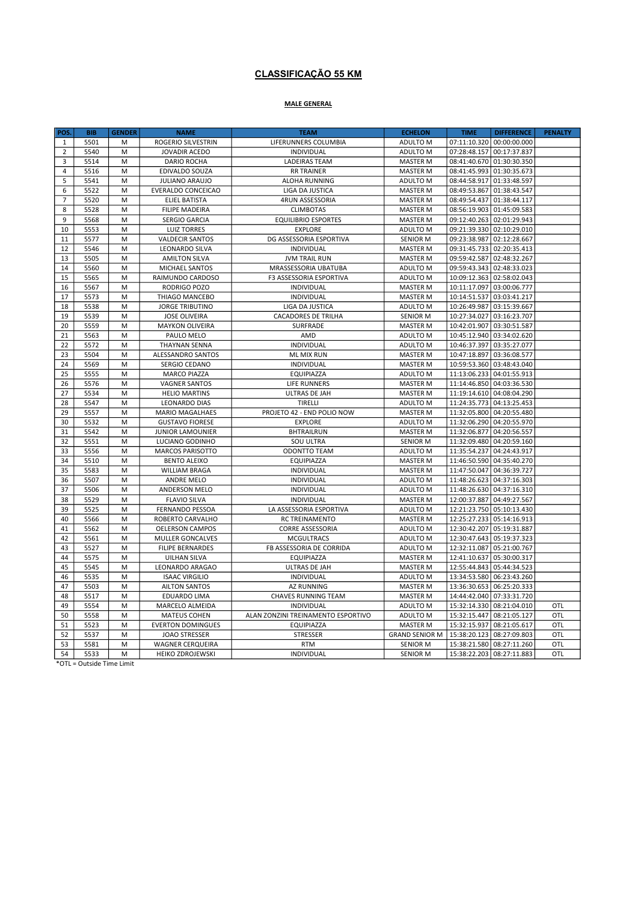# CLASSIFICAÇÃO 55 KM

## MALE GENERAL

| POS. | BIB | GENDER | NAME | TEAM | ECHELON | TIME | DIFFERENCE | PENALTY |
|---|---|---|---|---|---|---|---|---|
| 1 | 5501 | M | ROGERIO SILVESTRIN | LIFERUNNERS COLUMBIA | ADULTO M | 07:11:10.320 | 00:00:00.000 | |
| 2 | 5540 | M | JOVADIR ACEDO | INDIVIDUAL | ADULTO M | 07:28:48.157 | 00:17:37.837 | |
| 3 | 5514 | M | DARIO ROCHA | LADEIRAS TEAM | MASTER M | 08:41:40.670 | 01:30:30.350 | |
| 4 | 5516 | M | EDIVALDO SOUZA | RR TRAINER | MASTER M | 08:41:45.993 | 01:30:35.673 | |
| 5 | 5541 | M | JULIANO ARAUJO | ALOHA RUNNING | ADULTO M | 08:44:58.917 | 01:33:48.597 | |
| 6 | 5522 | M | EVERALDO CONCEICAO | LIGA DA JUSTICA | MASTER M | 08:49:53.867 | 01:38:43.547 | |
| 7 | 5520 | M | ELIEL BATISTA | 4RUN ASSESSORIA | MASTER M | 08:49:54.437 | 01:38:44.117 | |
| 8 | 5528 | M | FILIPE MADEIRA | CLIMBOTAS | MASTER M | 08:56:19.903 | 01:45:09.583 | |
| 9 | 5568 | M | SERGIO GARCIA | EQUILIBRIO ESPORTES | MASTER M | 09:12:40.263 | 02:01:29.943 | |
| 10 | 5553 | M | LUIZ TORRES | EXPLORE | ADULTO M | 09:21:39.330 | 02:10:29.010 | |
| 11 | 5577 | M | VALDECIR SANTOS | DG ASSESSORIA ESPORTIVA | SENIOR M | 09:23:38.987 | 02:12:28.667 | |
| 12 | 5546 | M | LEONARDO SILVA | INDIVIDUAL | MASTER M | 09:31:45.733 | 02:20:35.413 | |
| 13 | 5505 | M | AMILTON SILVA | JVM TRAIL RUN | MASTER M | 09:59:42.587 | 02:48:32.267 | |
| 14 | 5560 | M | MICHAEL SANTOS | MRASSESSORIA UBATUBA | ADULTO M | 09:59:43.343 | 02:48:33.023 | |
| 15 | 5565 | M | RAIMUNDO CARDOSO | F3 ASSESSORIA ESPORTIVA | ADULTO M | 10:09:12.363 | 02:58:02.043 | |
| 16 | 5567 | M | RODRIGO POZO | INDIVIDUAL | MASTER M | 10:11:17.097 | 03:00:06.777 | |
| 17 | 5573 | M | THIAGO MANCEBO | INDIVIDUAL | MASTER M | 10:14:51.537 | 03:03:41.217 | |
| 18 | 5538 | M | JORGE TRIBUTINO | LIGA DA JUSTICA | ADULTO M | 10:26:49.987 | 03:15:39.667 | |
| 19 | 5539 | M | JOSE OLIVEIRA | CACADORES DE TRILHA | SENIOR M | 10:27:34.027 | 03:16:23.707 | |
| 20 | 5559 | M | MAYKON OLIVEIRA | SURFRADE | MASTER M | 10:42:01.907 | 03:30:51.587 | |
| 21 | 5563 | M | PAULO MELO | AMD | ADULTO M | 10:45:12.940 | 03:34:02.620 | |
| 22 | 5572 | M | THAYNAN SENNA | INDIVIDUAL | ADULTO M | 10:46:37.397 | 03:35:27.077 | |
| 23 | 5504 | M | ALESSANDRO SANTOS | ML MIX RUN | MASTER M | 10:47:18.897 | 03:36:08.577 | |
| 24 | 5569 | M | SERGIO CEDANO | INDIVIDUAL | MASTER M | 10:59:53.360 | 03:48:43.040 | |
| 25 | 5555 | M | MARCO PIAZZA | EQUIPIAZZA | ADULTO M | 11:13:06.233 | 04:01:55.913 | |
| 26 | 5576 | M | VAGNER SANTOS | LIFE RUNNERS | MASTER M | 11:14:46.850 | 04:03:36.530 | |
| 27 | 5534 | M | HELIO MARTINS | ULTRAS DE JAH | MASTER M | 11:19:14.610 | 04:08:04.290 | |
| 28 | 5547 | M | LEONARDO DIAS | TIRELLI | ADULTO M | 11:24:35.773 | 04:13:25.453 | |
| 29 | 5557 | M | MARIO MAGALHAES | PROJETO 42 - END POLIO NOW | MASTER M | 11:32:05.800 | 04:20:55.480 | |
| 30 | 5532 | M | GUSTAVO FIORESE | EXPLORE | ADULTO M | 11:32:06.290 | 04:20:55.970 | |
| 31 | 5542 | M | JUNIOR LAMOUNIER | BHTRAILRUN | MASTER M | 11:32:06.877 | 04:20:56.557 | |
| 32 | 5551 | M | LUCIANO GODINHO | SOU ULTRA | SENIOR M | 11:32:09.480 | 04:20:59.160 | |
| 33 | 5556 | M | MARCOS PARISOTTO | ODONTTO TEAM | ADULTO M | 11:35:54.237 | 04:24:43.917 | |
| 34 | 5510 | M | BENTO ALEIXO | EQUIPIAZZA | MASTER M | 11:46:50.590 | 04:35:40.270 | |
| 35 | 5583 | M | WILLIAM BRAGA | INDIVIDUAL | MASTER M | 11:47:50.047 | 04:36:39.727 | |
| 36 | 5507 | M | ANDRE MELO | INDIVIDUAL | ADULTO M | 11:48:26.623 | 04:37:16.303 | |
| 37 | 5506 | M | ANDERSON MELO | INDIVIDUAL | ADULTO M | 11:48:26.630 | 04:37:16.310 | |
| 38 | 5529 | M | FLAVIO SILVA | INDIVIDUAL | MASTER M | 12:00:37.887 | 04:49:27.567 | |
| 39 | 5525 | M | FERNANDO PESSOA | LA ASSESSORIA ESPORTIVA | ADULTO M | 12:21:23.750 | 05:10:13.430 | |
| 40 | 5566 | M | ROBERTO CARVALHO | RC TREINAMENTO | MASTER M | 12:25:27.233 | 05:14:16.913 | |
| 41 | 5562 | M | OELERSON CAMPOS | CORRE ASSESSORIA | ADULTO M | 12:30:42.207 | 05:19:31.887 | |
| 42 | 5561 | M | MULLER GONCALVES | MCGULTRACS | ADULTO M | 12:30:47.643 | 05:19:37.323 | |
| 43 | 5527 | M | FILIPE BERNARDES | FB ASSESSORIA DE CORRIDA | ADULTO M | 12:32:11.087 | 05:21:00.767 | |
| 44 | 5575 | M | UILHAN SILVA | EQUIPIAZZA | MASTER M | 12:41:10.637 | 05:30:00.317 | |
| 45 | 5545 | M | LEONARDO ARAGAO | ULTRAS DE JAH | MASTER M | 12:55:44.843 | 05:44:34.523 | |
| 46 | 5535 | M | ISAAC VIRGILIO | INDIVIDUAL | ADULTO M | 13:34:53.580 | 06:23:43.260 | |
| 47 | 5503 | M | AILTON SANTOS | AZ RUNNING | MASTER M | 13:36:30.653 | 06:25:20.333 | |
| 48 | 5517 | M | EDUARDO LIMA | CHAVES RUNNING TEAM | MASTER M | 14:44:42.040 | 07:33:31.720 | |
| 49 | 5554 | M | MARCELO ALMEIDA | INDIVIDUAL | ADULTO M | 15:32:14.330 | 08:21:04.010 | OTL |
| 50 | 5558 | M | MATEUS COHEN | ALAN ZONZINI TREINAMENTO ESPORTIVO | ADULTO M | 15:32:15.447 | 08:21:05.127 | OTL |
| 51 | 5523 | M | EVERTON DOMINGUES | EQUIPIAZZA | MASTER M | 15:32:15.937 | 08:21:05.617 | OTL |
| 52 | 5537 | M | JOAO STRESSER | STRESSER | GRAND SENIOR M | 15:38:20.123 | 08:27:09.803 | OTL |
| 53 | 5581 | M | WAGNER CERQUEIRA | RTM | SENIOR M | 15:38:21.580 | 08:27:11.260 | OTL |
| 54 | 5533 | M | HEIKO ZDROJEWSKI | INDIVIDUAL | SENIOR M | 15:38:22.203 | 08:27:11.883 | OTL |

*OTL = Outside Time Limit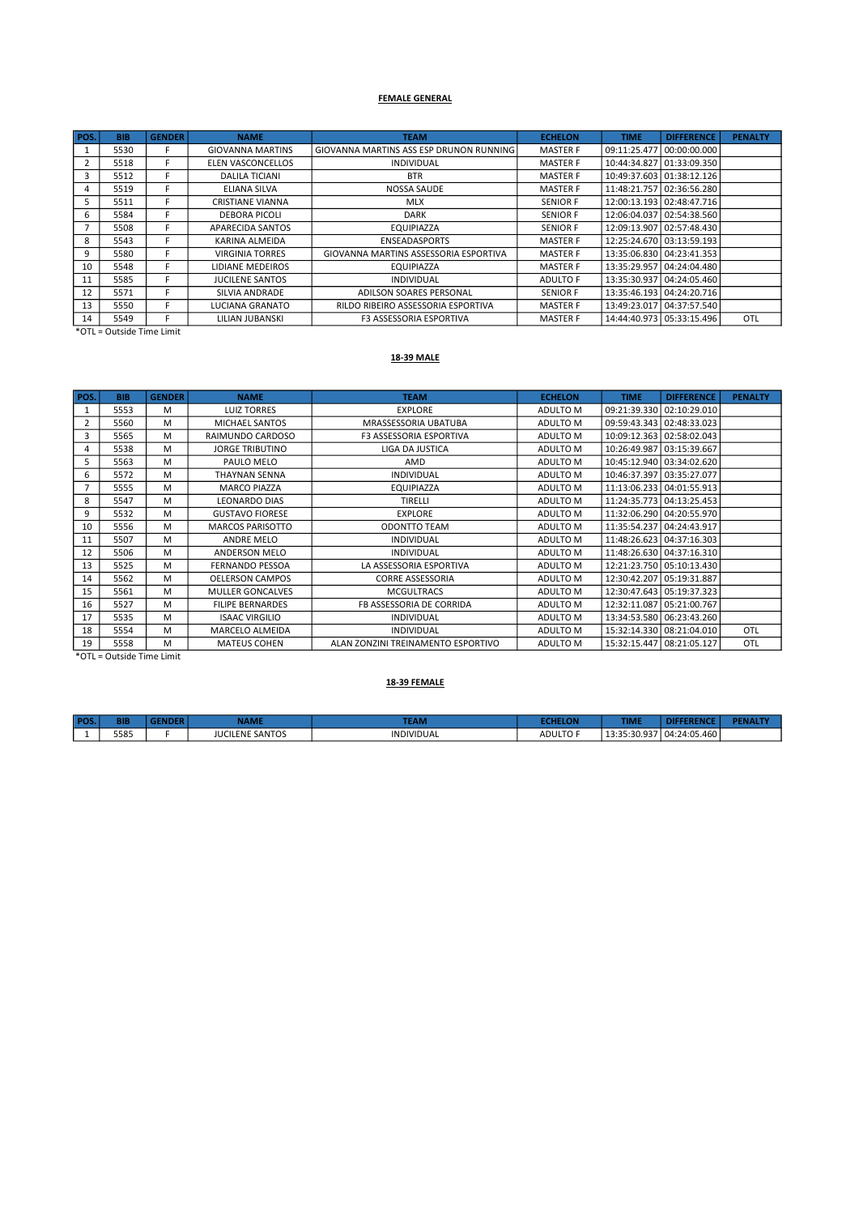**FEMALE GENERAL**

| POS. | BIB | GENDER | NAME | TEAM | ECHELON | TIME | DIFFERENCE | PENALTY |
|---|---|---|---|---|---|---|---|---|
| 1 | 5530 | F | GIOVANNA MARTINS | GIOVANNA MARTINS ASS ESP DRUNON RUNNING | MASTER F | 09:11:25.477 | 00:00:00.000 | |
| 2 | 5518 | F | ELEN VASCONCELLOS | INDIVIDUAL | MASTER F | 10:44:34.827 | 01:33:09.350 | |
| 3 | 5512 | F | DALILA TICIANI | BTR | MASTER F | 10:49:37.603 | 01:38:12.126 | |
| 4 | 5519 | F | ELIANA SILVA | NOSSA SAUDE | MASTER F | 11:48:21.757 | 02:36:56.280 | |
| 5 | 5511 | F | CRISTIANE VIANNA | MLX | SENIOR F | 12:00:13.193 | 02:48:47.716 | |
| 6 | 5584 | F | DEBORA PICOLI | DARK | SENIOR F | 12:06:04.037 | 02:54:38.560 | |
| 7 | 5508 | F | APARECIDA SANTOS | EQUIPIAZZA | SENIOR F | 12:09:13.907 | 02:57:48.430 | |
| 8 | 5543 | F | KARINA ALMEIDA | ENSEADASPORTS | MASTER F | 12:25:24.670 | 03:13:59.193 | |
| 9 | 5580 | F | VIRGINIA TORRES | GIOVANNA MARTINS ASSESSORIA ESPORTIVA | MASTER F | 13:35:06.830 | 04:23:41.353 | |
| 10 | 5548 | F | LIDIANE MEDEIROS | EQUIPIAZZA | MASTER F | 13:35:29.957 | 04:24:04.480 | |
| 11 | 5585 | F | JUCILENE SANTOS | INDIVIDUAL | ADULTO F | 13:35:30.937 | 04:24:05.460 | |
| 12 | 5571 | F | SILVIA ANDRADE | ADILSON SOARES PERSONAL | SENIOR F | 13:35:46.193 | 04:24:20.716 | |
| 13 | 5550 | F | LUCIANA GRANATO | RILDO RIBEIRO ASSESSORIA ESPORTIVA | MASTER F | 13:49:23.017 | 04:37:57.540 | |
| 14 | 5549 | F | LILIAN JUBANSKI | F3 ASSESSORIA ESPORTIVA | MASTER F | 14:44:40.973 | 05:33:15.496 | OTL |

*OTL = Outside Time Limit

**18-39 MALE**

| POS. | BIB | GENDER | NAME | TEAM | ECHELON | TIME | DIFFERENCE | PENALTY |
|---|---|---|---|---|---|---|---|---|
| 1 | 5553 | M | LUIZ TORRES | EXPLORE | ADULTO M | 09:21:39.330 | 02:10:29.010 | |
| 2 | 5560 | M | MICHAEL SANTOS | MRASSESSORIA UBATUBA | ADULTO M | 09:59:43.343 | 02:48:33.023 | |
| 3 | 5565 | M | RAIMUNDO CARDOSO | F3 ASSESSORIA ESPORTIVA | ADULTO M | 10:09:12.363 | 02:58:02.043 | |
| 4 | 5538 | M | JORGE TRIBUTINO | LIGA DA JUSTICA | ADULTO M | 10:26:49.987 | 03:15:39.667 | |
| 5 | 5563 | M | PAULO MELO | AMD | ADULTO M | 10:45:12.940 | 03:34:02.620 | |
| 6 | 5572 | M | THAYNAN SENNA | INDIVIDUAL | ADULTO M | 10:46:37.397 | 03:35:27.077 | |
| 7 | 5555 | M | MARCO PIAZZA | EQUIPIAZZA | ADULTO M | 11:13:06.233 | 04:01:55.913 | |
| 8 | 5547 | M | LEONARDO DIAS | TIRELLI | ADULTO M | 11:24:35.773 | 04:13:25.453 | |
| 9 | 5532 | M | GUSTAVO FIORESE | EXPLORE | ADULTO M | 11:32:06.290 | 04:20:55.970 | |
| 10 | 5556 | M | MARCOS PARISOTTO | ODONTTO TEAM | ADULTO M | 11:35:54.237 | 04:24:43.917 | |
| 11 | 5507 | M | ANDRE MELO | INDIVIDUAL | ADULTO M | 11:48:26.623 | 04:37:16.303 | |
| 12 | 5506 | M | ANDERSON MELO | INDIVIDUAL | ADULTO M | 11:48:26.630 | 04:37:16.310 | |
| 13 | 5525 | M | FERNANDO PESSOA | LA ASSESSORIA ESPORTIVA | ADULTO M | 12:21:23.750 | 05:10:13.430 | |
| 14 | 5562 | M | OELERSON CAMPOS | CORRE ASSESSORIA | ADULTO M | 12:30:42.207 | 05:19:31.887 | |
| 15 | 5561 | M | MULLER GONCALVES | MCGULTRACS | ADULTO M | 12:30:47.643 | 05:19:37.323 | |
| 16 | 5527 | M | FILIPE BERNARDES | FB ASSESSORIA DE CORRIDA | ADULTO M | 12:32:11.087 | 05:21:00.767 | |
| 17 | 5535 | M | ISAAC VIRGILIO | INDIVIDUAL | ADULTO M | 13:34:53.580 | 06:23:43.260 | |
| 18 | 5554 | M | MARCELO ALMEIDA | INDIVIDUAL | ADULTO M | 15:32:14.330 | 08:21:04.010 | OTL |
| 19 | 5558 | M | MATEUS COHEN | ALAN ZONZINI TREINAMENTO ESPORTIVO | ADULTO M | 15:32:15.447 | 08:21:05.127 | OTL |

*OTL = Outside Time Limit

**18-39 FEMALE**

| POS. | BIB | GENDER | NAME | TEAM | ECHELON | TIME | DIFFERENCE | PENALTY |
|---|---|---|---|---|---|---|---|---|
| 1 | 5585 | F | JUCILENE SANTOS | INDIVIDUAL | ADULTO F | 13:35:30.937 | 04:24:05.460 | |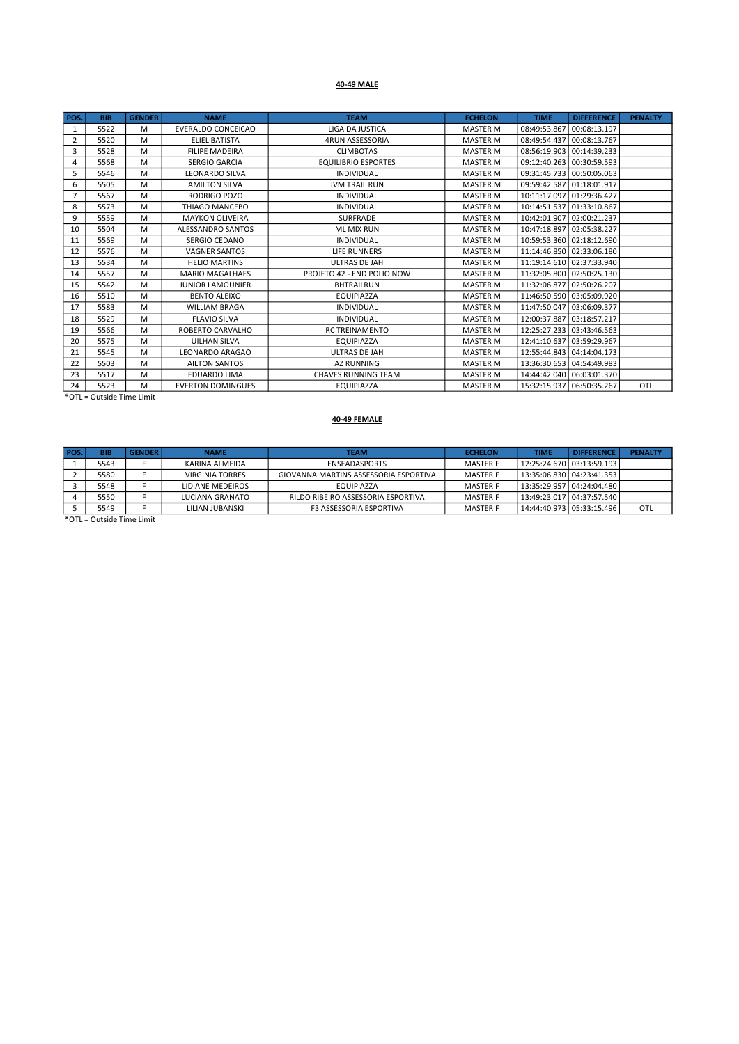**40-49 MALE**

| POS. | BIB | GENDER | NAME | TEAM | ECHELON | TIME | DIFFERENCE | PENALTY |
|---|---|---|---|---|---|---|---|---|
| 1 | 5522 | M | EVERALDO CONCEICAO | LIGA DA JUSTICA | MASTER M | 08:49:53.867 | 00:08:13.197 | |
| 2 | 5520 | M | ELIEL BATISTA | 4RUN ASSESSORIA | MASTER M | 08:49:54.437 | 00:08:13.767 | |
| 3 | 5528 | M | FILIPE MADEIRA | CLIMBOTAS | MASTER M | 08:56:19.903 | 00:14:39.233 | |
| 4 | 5568 | M | SERGIO GARCIA | EQUILIBRIO ESPORTES | MASTER M | 09:12:40.263 | 00:30:59.593 | |
| 5 | 5546 | M | LEONARDO SILVA | INDIVIDUAL | MASTER M | 09:31:45.733 | 00:50:05.063 | |
| 6 | 5505 | M | AMILTON SILVA | JVM TRAIL RUN | MASTER M | 09:59:42.587 | 01:18:01.917 | |
| 7 | 5567 | M | RODRIGO POZO | INDIVIDUAL | MASTER M | 10:11:17.097 | 01:29:36.427 | |
| 8 | 5573 | M | THIAGO MANCEBO | INDIVIDUAL | MASTER M | 10:14:51.537 | 01:33:10.867 | |
| 9 | 5559 | M | MAYKON OLIVEIRA | SURFRADE | MASTER M | 10:42:01.907 | 02:00:21.237 | |
| 10 | 5504 | M | ALESSANDRO SANTOS | ML MIX RUN | MASTER M | 10:47:18.897 | 02:05:38.227 | |
| 11 | 5569 | M | SERGIO CEDANO | INDIVIDUAL | MASTER M | 10:59:53.360 | 02:18:12.690 | |
| 12 | 5576 | M | VAGNER SANTOS | LIFE RUNNERS | MASTER M | 11:14:46.850 | 02:33:06.180 | |
| 13 | 5534 | M | HELIO MARTINS | ULTRAS DE JAH | MASTER M | 11:19:14.610 | 02:37:33.940 | |
| 14 | 5557 | M | MARIO MAGALHAES | PROJETO 42 - END POLIO NOW | MASTER M | 11:32:05.800 | 02:50:25.130 | |
| 15 | 5542 | M | JUNIOR LAMOUNIER | BHTRAILRUN | MASTER M | 11:32:06.877 | 02:50:26.207 | |
| 16 | 5510 | M | BENTO ALEIXO | EQUIPIAZZA | MASTER M | 11:46:50.590 | 03:05:09.920 | |
| 17 | 5583 | M | WILLIAM BRAGA | INDIVIDUAL | MASTER M | 11:47:50.047 | 03:06:09.377 | |
| 18 | 5529 | M | FLAVIO SILVA | INDIVIDUAL | MASTER M | 12:00:37.887 | 03:18:57.217 | |
| 19 | 5566 | M | ROBERTO CARVALHO | RC TREINAMENTO | MASTER M | 12:25:27.233 | 03:43:46.563 | |
| 20 | 5575 | M | UILHAN SILVA | EQUIPIAZZA | MASTER M | 12:41:10.637 | 03:59:29.967 | |
| 21 | 5545 | M | LEONARDO ARAGAO | ULTRAS DE JAH | MASTER M | 12:55:44.843 | 04:14:04.173 | |
| 22 | 5503 | M | AILTON SANTOS | AZ RUNNING | MASTER M | 13:36:30.653 | 04:54:49.983 | |
| 23 | 5517 | M | EDUARDO LIMA | CHAVES RUNNING TEAM | MASTER M | 14:44:42.040 | 06:03:01.370 | |
| 24 | 5523 | M | EVERTON DOMINGUES | EQUIPIAZZA | MASTER M | 15:32:15.937 | 06:50:35.267 | OTL |

*OTL = Outside Time Limit

**40-49 FEMALE**

| POS. | BIB | GENDER | NAME | TEAM | ECHELON | TIME | DIFFERENCE | PENALTY |
|---|---|---|---|---|---|---|---|---|
| 1 | 5543 | F | KARINA ALMEIDA | ENSEADASPORTS | MASTER F | 12:25:24.670 | 03:13:59.193 | |
| 2 | 5580 | F | VIRGINIA TORRES | GIOVANNA MARTINS ASSESSORIA ESPORTIVA | MASTER F | 13:35:06.830 | 04:23:41.353 | |
| 3 | 5548 | F | LIDIANE MEDEIROS | EQUIPIAZZA | MASTER F | 13:35:29.957 | 04:24:04.480 | |
| 4 | 5550 | F | LUCIANA GRANATO | RILDO RIBEIRO ASSESSORIA ESPORTIVA | MASTER F | 13:49:23.017 | 04:37:57.540 | |
| 5 | 5549 | F | LILIAN JUBANSKI | F3 ASSESSORIA ESPORTIVA | MASTER F | 14:44:40.973 | 05:33:15.496 | OTL |

*OTL = Outside Time Limit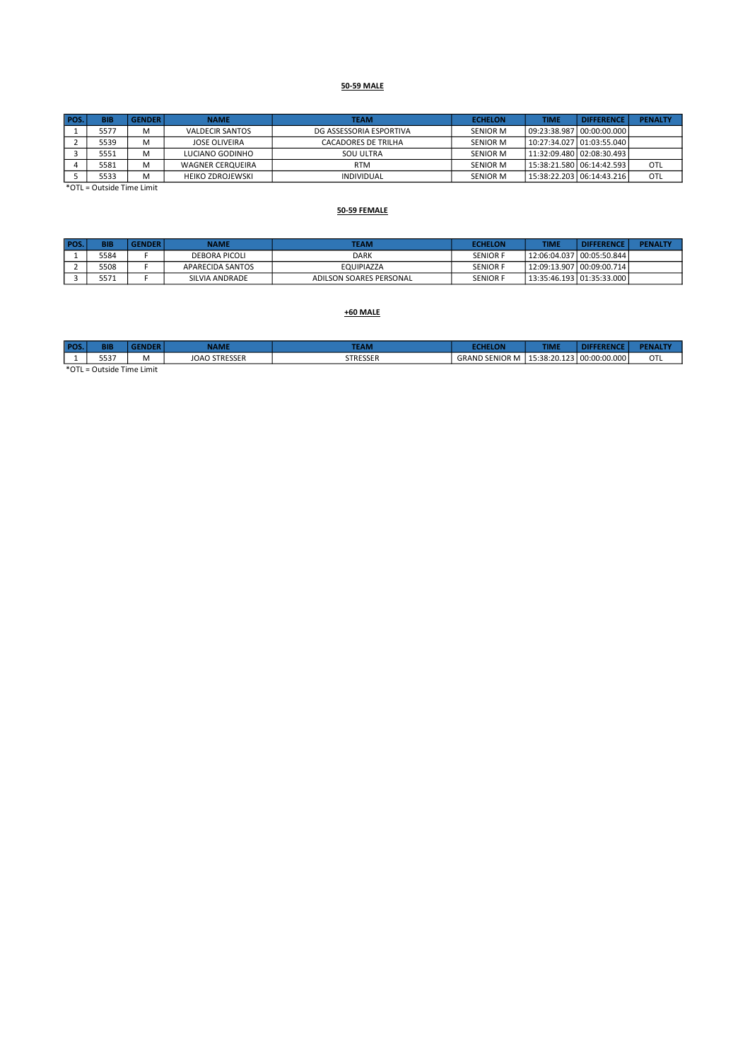**50-59 MALE**

| POS. | BIB | GENDER | NAME | TEAM | ECHELON | TIME | DIFFERENCE | PENALTY |
|---|---|---|---|---|---|---|---|---|
| 1 | 5577 | M | VALDECIR SANTOS | DG ASSESSORIA ESPORTIVA | SENIOR M | 09:23:38.987 | 00:00:00.000 | |
| 2 | 5539 | M | JOSE OLIVEIRA | CACADORES DE TRILHA | SENIOR M | 10:27:34.027 | 01:03:55.040 | |
| 3 | 5551 | M | LUCIANO GODINHO | SOU ULTRA | SENIOR M | 11:32:09.480 | 02:08:30.493 | |
| 4 | 5581 | M | WAGNER CERQUEIRA | RTM | SENIOR M | 15:38:21.580 | 06:14:42.593 | OTL |
| 5 | 5533 | M | HEIKO ZDROJEWSKI | INDIVIDUAL | SENIOR M | 15:38:22.203 | 06:14:43.216 | OTL |

*OTL = Outside Time Limit

**50-59 FEMALE**

| POS. | BIB | GENDER | NAME | TEAM | ECHELON | TIME | DIFFERENCE | PENALTY |
|---|---|---|---|---|---|---|---|---|
| 1 | 5584 | F | DEBORA PICOLI | DARK | SENIOR F | 12:06:04.037 | 00:05:50.844 | |
| 2 | 5508 | F | APARECIDA SANTOS | EQUIPIAZZA | SENIOR F | 12:09:13.907 | 00:09:00.714 | |
| 3 | 5571 | F | SILVIA ANDRADE | ADILSON SOARES PERSONAL | SENIOR F | 13:35:46.193 | 01:35:33.000 | |

**+60 MALE**

| POS. | BIB | GENDER | NAME | TEAM | ECHELON | TIME | DIFFERENCE | PENALTY |
|---|---|---|---|---|---|---|---|---|
| 1 | 5537 | M | JOAO STRESSER | STRESSER | GRAND SENIOR M | 15:38:20.123 | 00:00:00.000 | OTL |

*OTL = Outside Time Limit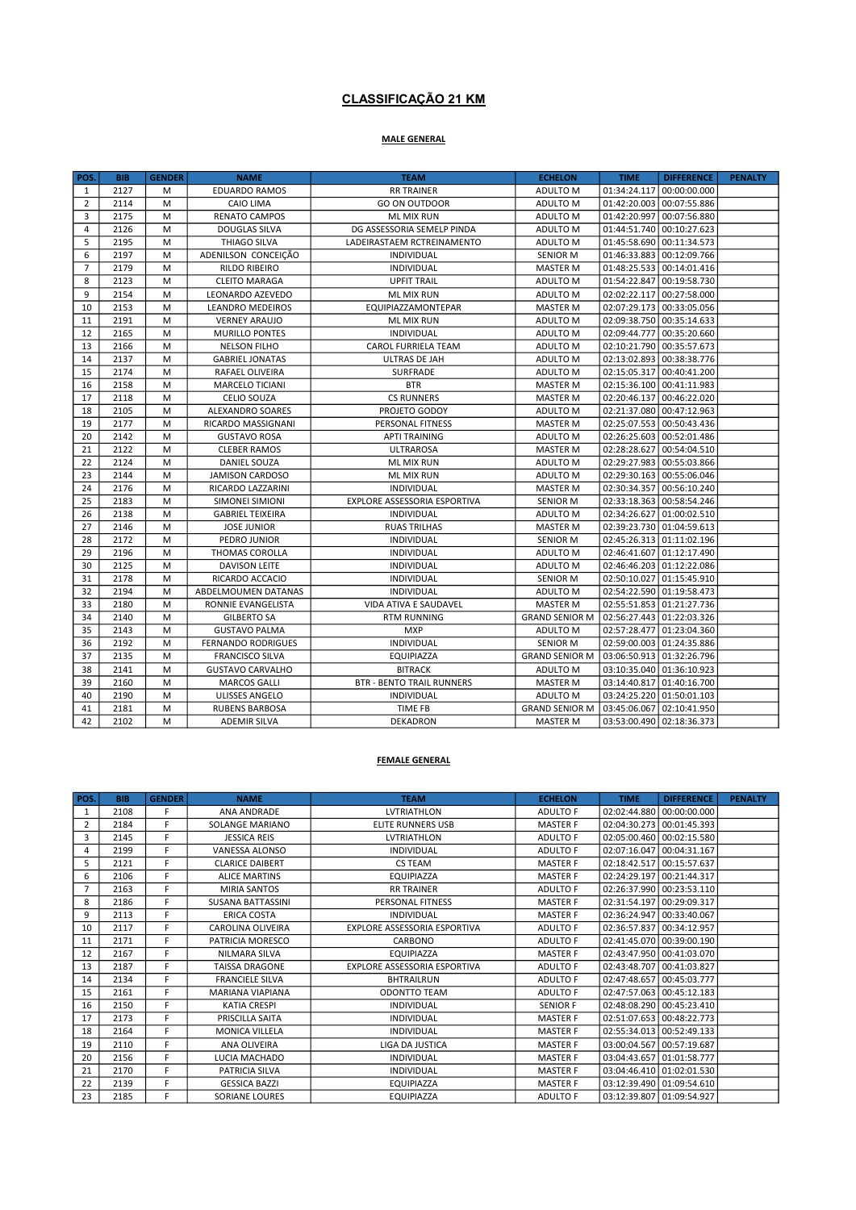## CLASSIFICAÇÃO 21 KM

### MALE GENERAL

| POS. | BIB | GENDER | NAME | TEAM | ECHELON | TIME | DIFFERENCE | PENALTY |
|---|---|---|---|---|---|---|---|---|
| 1 | 2127 | M | EDUARDO RAMOS | RR TRAINER | ADULTO M | 01:34:24.117 | 00:00:00.000 | |
| 2 | 2114 | M | CAIO LIMA | GO ON OUTDOOR | ADULTO M | 01:42:20.003 | 00:07:55.886 | |
| 3 | 2175 | M | RENATO CAMPOS | ML MIX RUN | ADULTO M | 01:42:20.997 | 00:07:56.880 | |
| 4 | 2126 | M | DOUGLAS SILVA | DG ASSESSORIA SEMELP PINDA | ADULTO M | 01:44:51.740 | 00:10:27.623 | |
| 5 | 2195 | M | THIAGO SILVA | LADEIRASTAEM RCTREINAMENTO | ADULTO M | 01:45:58.690 | 00:11:34.573 | |
| 6 | 2197 | M | ADENILSON CONCEIÇÃO | INDIVIDUAL | SENIOR M | 01:46:33.883 | 00:12:09.766 | |
| 7 | 2179 | M | RILDO RIBEIRO | INDIVIDUAL | MASTER M | 01:48:25.533 | 00:14:01.416 | |
| 8 | 2123 | M | CLEITO MARAGA | UPFIT TRAIL | ADULTO M | 01:54:22.847 | 00:19:58.730 | |
| 9 | 2154 | M | LEONARDO AZEVEDO | ML MIX RUN | ADULTO M | 02:02:22.117 | 00:27:58.000 | |
| 10 | 2153 | M | LEANDRO MEDEIROS | EQUIPIAZZAMONTEPAR | MASTER M | 02:07:29.173 | 00:33:05.056 | |
| 11 | 2191 | M | VERNEY ARAUJO | ML MIX RUN | ADULTO M | 02:09:38.750 | 00:35:14.633 | |
| 12 | 2165 | M | MURILLO PONTES | INDIVIDUAL | ADULTO M | 02:09:44.777 | 00:35:20.660 | |
| 13 | 2166 | M | NELSON FILHO | CAROL FURRIELA TEAM | ADULTO M | 02:10:21.790 | 00:35:57.673 | |
| 14 | 2137 | M | GABRIEL JONATAS | ULTRAS DE JAH | ADULTO M | 02:13:02.893 | 00:38:38.776 | |
| 15 | 2174 | M | RAFAEL OLIVEIRA | SURFRADE | ADULTO M | 02:15:05.317 | 00:40:41.200 | |
| 16 | 2158 | M | MARCELO TICIANI | BTR | MASTER M | 02:15:36.100 | 00:41:11.983 | |
| 17 | 2118 | M | CELIO SOUZA | CS RUNNERS | MASTER M | 02:20:46.137 | 00:46:22.020 | |
| 18 | 2105 | M | ALEXANDRO SOARES | PROJETO GODOY | ADULTO M | 02:21:37.080 | 00:47:12.963 | |
| 19 | 2177 | M | RICARDO MASSIGNANI | PERSONAL FITNESS | MASTER M | 02:25:07.553 | 00:50:43.436 | |
| 20 | 2142 | M | GUSTAVO ROSA | APTI TRAINING | ADULTO M | 02:26:25.603 | 00:52:01.486 | |
| 21 | 2122 | M | CLEBER RAMOS | ULTRAROSA | MASTER M | 02:28:28.627 | 00:54:04.510 | |
| 22 | 2124 | M | DANIEL SOUZA | ML MIX RUN | ADULTO M | 02:29:27.983 | 00:55:03.866 | |
| 23 | 2144 | M | JAMISON CARDOSO | ML MIX RUN | ADULTO M | 02:29:30.163 | 00:55:06.046 | |
| 24 | 2176 | M | RICARDO LAZZARINI | INDIVIDUAL | MASTER M | 02:30:34.357 | 00:56:10.240 | |
| 25 | 2183 | M | SIMONEI SIMIONI | EXPLORE ASSESSORIA ESPORTIVA | SENIOR M | 02:33:18.363 | 00:58:54.246 | |
| 26 | 2138 | M | GABRIEL TEIXEIRA | INDIVIDUAL | ADULTO M | 02:34:26.627 | 01:00:02.510 | |
| 27 | 2146 | M | JOSE JUNIOR | RUAS TRILHAS | MASTER M | 02:39:23.730 | 01:04:59.613 | |
| 28 | 2172 | M | PEDRO JUNIOR | INDIVIDUAL | SENIOR M | 02:45:26.313 | 01:11:02.196 | |
| 29 | 2196 | M | THOMAS COROLLA | INDIVIDUAL | ADULTO M | 02:46:41.607 | 01:12:17.490 | |
| 30 | 2125 | M | DAVISON LEITE | INDIVIDUAL | ADULTO M | 02:46:46.203 | 01:12:22.086 | |
| 31 | 2178 | M | RICARDO ACCACIO | INDIVIDUAL | SENIOR M | 02:50:10.027 | 01:15:45.910 | |
| 32 | 2194 | M | ABDELMOUMEN DATANAS | INDIVIDUAL | ADULTO M | 02:54:22.590 | 01:19:58.473 | |
| 33 | 2180 | M | RONNIE EVANGELISTA | VIDA ATIVA E SAUDAVEL | MASTER M | 02:55:51.853 | 01:21:27.736 | |
| 34 | 2140 | M | GILBERTO SA | RTM RUNNING | GRAND SENIOR M | 02:56:27.443 | 01:22:03.326 | |
| 35 | 2143 | M | GUSTAVO PALMA | MXP | ADULTO M | 02:57:28.477 | 01:23:04.360 | |
| 36 | 2192 | M | FERNANDO RODRIGUES | INDIVIDUAL | SENIOR M | 02:59:00.003 | 01:24:35.886 | |
| 37 | 2135 | M | FRANCISCO SILVA | EQUIPIAZZA | GRAND SENIOR M | 03:06:50.913 | 01:32:26.796 | |
| 38 | 2141 | M | GUSTAVO CARVALHO | BITRACK | ADULTO M | 03:10:35.040 | 01:36:10.923 | |
| 39 | 2160 | M | MARCOS GALLI | BTR - BENTO TRAIL RUNNERS | MASTER M | 03:14:40.817 | 01:40:16.700 | |
| 40 | 2190 | M | ULISSES ANGELO | INDIVIDUAL | ADULTO M | 03:24:25.220 | 01:50:01.103 | |
| 41 | 2181 | M | RUBENS BARBOSA | TIME FB | GRAND SENIOR M | 03:45:06.067 | 02:10:41.950 | |
| 42 | 2102 | M | ADEMIR SILVA | DEKADRON | MASTER M | 03:53:00.490 | 02:18:36.373 | |

### FEMALE GENERAL

| POS. | BIB | GENDER | NAME | TEAM | ECHELON | TIME | DIFFERENCE | PENALTY |
|---|---|---|---|---|---|---|---|---|
| 1 | 2108 | F | ANA ANDRADE | LVTRIATHLON | ADULTO F | 02:02:44.880 | 00:00:00.000 | |
| 2 | 2184 | F | SOLANGE MARIANO | ELITE RUNNERS USB | MASTER F | 02:04:30.273 | 00:01:45.393 | |
| 3 | 2145 | F | JESSICA REIS | LVTRIATHLON | ADULTO F | 02:05:00.460 | 00:02:15.580 | |
| 4 | 2199 | F | VANESSA ALONSO | INDIVIDUAL | ADULTO F | 02:07:16.047 | 00:04:31.167 | |
| 5 | 2121 | F | CLARICE DAIBERT | CS TEAM | MASTER F | 02:18:42.517 | 00:15:57.637 | |
| 6 | 2106 | F | ALICE MARTINS | EQUIPIAZZA | MASTER F | 02:24:29.197 | 00:21:44.317 | |
| 7 | 2163 | F | MIRIA SANTOS | RR TRAINER | ADULTO F | 02:26:37.990 | 00:23:53.110 | |
| 8 | 2186 | F | SUSANA BATTASSINI | PERSONAL FITNESS | MASTER F | 02:31:54.197 | 00:29:09.317 | |
| 9 | 2113 | F | ERICA COSTA | INDIVIDUAL | MASTER F | 02:36:24.947 | 00:33:40.067 | |
| 10 | 2117 | F | CAROLINA OLIVEIRA | EXPLORE ASSESSORIA ESPORTIVA | ADULTO F | 02:36:57.837 | 00:34:12.957 | |
| 11 | 2171 | F | PATRICIA MORESCO | CARBONO | ADULTO F | 02:41:45.070 | 00:39:00.190 | |
| 12 | 2167 | F | NILMARA SILVA | EQUIPIAZZA | MASTER F | 02:43:47.950 | 00:41:03.070 | |
| 13 | 2187 | F | TAISSA DRAGONE | EXPLORE ASSESSORIA ESPORTIVA | ADULTO F | 02:43:48.707 | 00:41:03.827 | |
| 14 | 2134 | F | FRANCIELE SILVA | BHTRAILRUN | ADULTO F | 02:47:48.657 | 00:45:03.777 | |
| 15 | 2161 | F | MARIANA VIAPIANA | ODONTTO TEAM | ADULTO F | 02:47:57.063 | 00:45:12.183 | |
| 16 | 2150 | F | KATIA CRESPI | INDIVIDUAL | SENIOR F | 02:48:08.290 | 00:45:23.410 | |
| 17 | 2173 | F | PRISCILLA SAITA | INDIVIDUAL | MASTER F | 02:51:07.653 | 00:48:22.773 | |
| 18 | 2164 | F | MONICA VILLELA | INDIVIDUAL | MASTER F | 02:55:34.013 | 00:52:49.133 | |
| 19 | 2110 | F | ANA OLIVEIRA | LIGA DA JUSTICA | MASTER F | 03:00:04.567 | 00:57:19.687 | |
| 20 | 2156 | F | LUCIA MACHADO | INDIVIDUAL | MASTER F | 03:04:43.657 | 01:01:58.777 | |
| 21 | 2170 | F | PATRICIA SILVA | INDIVIDUAL | MASTER F | 03:04:46.410 | 01:02:01.530 | |
| 22 | 2139 | F | GESSICA BAZZI | EQUIPIAZZA | MASTER F | 03:12:39.490 | 01:09:54.610 | |
| 23 | 2185 | F | SORIANE LOURES | EQUIPIAZZA | ADULTO F | 03:12:39.807 | 01:09:54.927 | |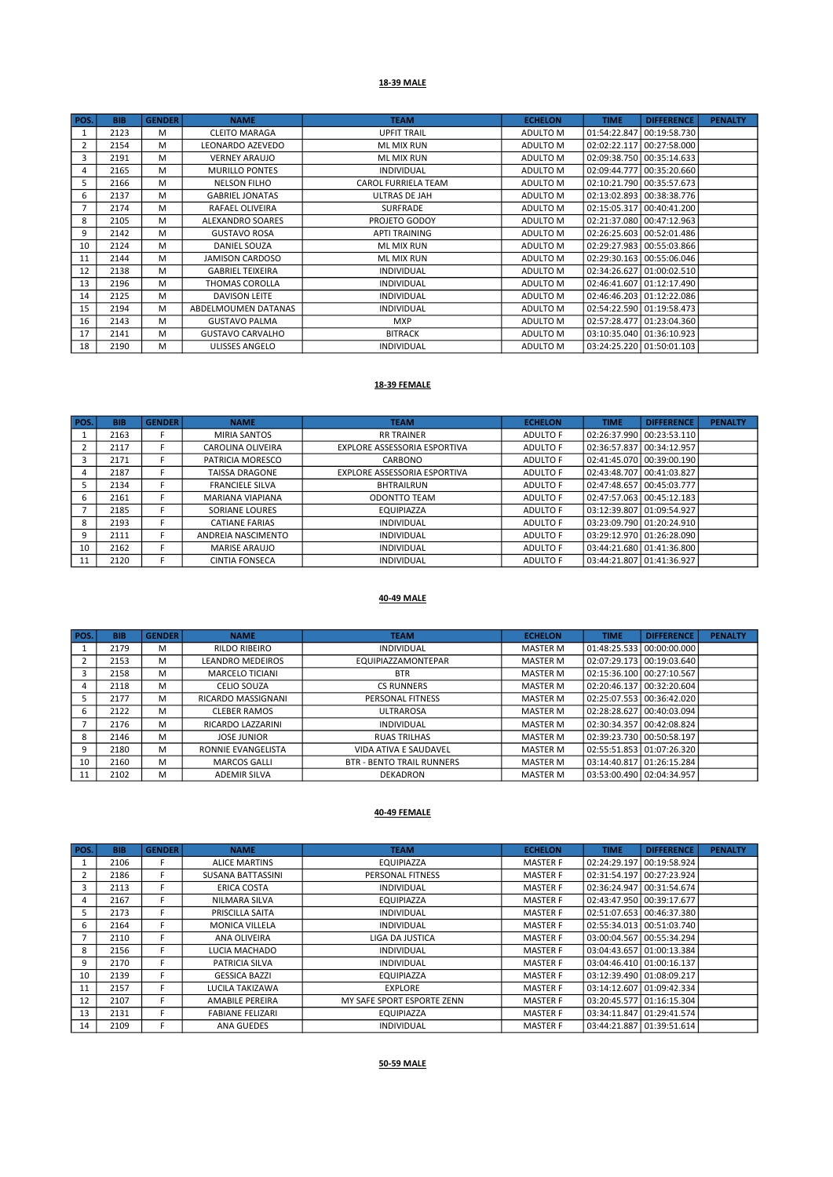**18-39 MALE**

| POS. | BIB | GENDER | NAME | TEAM | ECHELON | TIME | DIFFERENCE | PENALTY |
|---|---|---|---|---|---|---|---|---|
| 1 | 2123 | M | CLEITO MARAGA | UPFIT TRAIL | ADULTO M | 01:54:22.847 | 00:19:58.730 | |
| 2 | 2154 | M | LEONARDO AZEVEDO | ML MIX RUN | ADULTO M | 02:02:22.117 | 00:27:58.000 | |
| 3 | 2191 | M | VERNEY ARAUJO | ML MIX RUN | ADULTO M | 02:09:38.750 | 00:35:14.633 | |
| 4 | 2165 | M | MURILLO PONTES | INDIVIDUAL | ADULTO M | 02:09:44.777 | 00:35:20.660 | |
| 5 | 2166 | M | NELSON FILHO | CAROL FURRIELA TEAM | ADULTO M | 02:10:21.790 | 00:35:57.673 | |
| 6 | 2137 | M | GABRIEL JONATAS | ULTRAS DE JAH | ADULTO M | 02:13:02.893 | 00:38:38.776 | |
| 7 | 2174 | M | RAFAEL OLIVEIRA | SURFRADE | ADULTO M | 02:15:05.317 | 00:40:41.200 | |
| 8 | 2105 | M | ALEXANDRO SOARES | PROJETO GODOY | ADULTO M | 02:21:37.080 | 00:47:12.963 | |
| 9 | 2142 | M | GUSTAVO ROSA | APTI TRAINING | ADULTO M | 02:26:25.603 | 00:52:01.486 | |
| 10 | 2124 | M | DANIEL SOUZA | ML MIX RUN | ADULTO M | 02:29:27.983 | 00:55:03.866 | |
| 11 | 2144 | M | JAMISON CARDOSO | ML MIX RUN | ADULTO M | 02:29:30.163 | 00:55:06.046 | |
| 12 | 2138 | M | GABRIEL TEIXEIRA | INDIVIDUAL | ADULTO M | 02:34:26.627 | 01:00:02.510 | |
| 13 | 2196 | M | THOMAS COROLLA | INDIVIDUAL | ADULTO M | 02:46:41.607 | 01:12:17.490 | |
| 14 | 2125 | M | DAVISON LEITE | INDIVIDUAL | ADULTO M | 02:46:46.203 | 01:12:22.086 | |
| 15 | 2194 | M | ABDELMOUMEN DATANAS | INDIVIDUAL | ADULTO M | 02:54:22.590 | 01:19:58.473 | |
| 16 | 2143 | M | GUSTAVO PALMA | MXP | ADULTO M | 02:57:28.477 | 01:23:04.360 | |
| 17 | 2141 | M | GUSTAVO CARVALHO | BITRACK | ADULTO M | 03:10:35.040 | 01:36:10.923 | |
| 18 | 2190 | M | ULISSES ANGELO | INDIVIDUAL | ADULTO M | 03:24:25.220 | 01:50:01.103 | |

**18-39 FEMALE**

| POS. | BIB | GENDER | NAME | TEAM | ECHELON | TIME | DIFFERENCE | PENALTY |
|---|---|---|---|---|---|---|---|---|
| 1 | 2163 | F | MIRIA SANTOS | RR TRAINER | ADULTO F | 02:26:37.990 | 00:23:53.110 | |
| 2 | 2117 | F | CAROLINA OLIVEIRA | EXPLORE ASSESSORIA ESPORTIVA | ADULTO F | 02:36:57.837 | 00:34:12.957 | |
| 3 | 2171 | F | PATRICIA MORESCO | CARBONO | ADULTO F | 02:41:45.070 | 00:39:00.190 | |
| 4 | 2187 | F | TAISSA DRAGONE | EXPLORE ASSESSORIA ESPORTIVA | ADULTO F | 02:43:48.707 | 00:41:03.827 | |
| 5 | 2134 | F | FRANCIELE SILVA | BHTRAILRUN | ADULTO F | 02:47:48.657 | 00:45:03.777 | |
| 6 | 2161 | F | MARIANA VIAPIANA | ODONTTO TEAM | ADULTO F | 02:47:57.063 | 00:45:12.183 | |
| 7 | 2185 | F | SORIANE LOURES | EQUIPIAZZA | ADULTO F | 03:12:39.807 | 01:09:54.927 | |
| 8 | 2193 | F | CATIANE FARIAS | INDIVIDUAL | ADULTO F | 03:23:09.790 | 01:20:24.910 | |
| 9 | 2111 | F | ANDREIA NASCIMENTO | INDIVIDUAL | ADULTO F | 03:29:12.970 | 01:26:28.090 | |
| 10 | 2162 | F | MARISE ARAUJO | INDIVIDUAL | ADULTO F | 03:44:21.680 | 01:41:36.800 | |
| 11 | 2120 | F | CINTIA FONSECA | INDIVIDUAL | ADULTO F | 03:44:21.807 | 01:41:36.927 | |

**40-49 MALE**

| POS. | BIB | GENDER | NAME | TEAM | ECHELON | TIME | DIFFERENCE | PENALTY |
|---|---|---|---|---|---|---|---|---|
| 1 | 2179 | M | RILDO RIBEIRO | INDIVIDUAL | MASTER M | 01:48:25.533 | 00:00:00.000 | |
| 2 | 2153 | M | LEANDRO MEDEIROS | EQUIPIAZZAMONTEPAR | MASTER M | 02:07:29.173 | 00:19:03.640 | |
| 3 | 2158 | M | MARCELO TICIANI | BTR | MASTER M | 02:15:36.100 | 00:27:10.567 | |
| 4 | 2118 | M | CELIO SOUZA | CS RUNNERS | MASTER M | 02:20:46.137 | 00:32:20.604 | |
| 5 | 2177 | M | RICARDO MASSIGNANI | PERSONAL FITNESS | MASTER M | 02:25:07.553 | 00:36:42.020 | |
| 6 | 2122 | M | CLEBER RAMOS | ULTRAROSA | MASTER M | 02:28:28.627 | 00:40:03.094 | |
| 7 | 2176 | M | RICARDO LAZZARINI | INDIVIDUAL | MASTER M | 02:30:34.357 | 00:42:08.824 | |
| 8 | 2146 | M | JOSE JUNIOR | RUAS TRILHAS | MASTER M | 02:39:23.730 | 00:50:58.197 | |
| 9 | 2180 | M | RONNIE EVANGELISTA | VIDA ATIVA E SAUDAVEL | MASTER M | 02:55:51.853 | 01:07:26.320 | |
| 10 | 2160 | M | MARCOS GALLI | BTR - BENTO TRAIL RUNNERS | MASTER M | 03:14:40.817 | 01:26:15.284 | |
| 11 | 2102 | M | ADEMIR SILVA | DEKADRON | MASTER M | 03:53:00.490 | 02:04:34.957 | |

**40-49 FEMALE**

| POS. | BIB | GENDER | NAME | TEAM | ECHELON | TIME | DIFFERENCE | PENALTY |
|---|---|---|---|---|---|---|---|---|
| 1 | 2106 | F | ALICE MARTINS | EQUIPIAZZA | MASTER F | 02:24:29.197 | 00:19:58.924 | |
| 2 | 2186 | F | SUSANA BATTASSINI | PERSONAL FITNESS | MASTER F | 02:31:54.197 | 00:27:23.924 | |
| 3 | 2113 | F | ERICA COSTA | INDIVIDUAL | MASTER F | 02:36:24.947 | 00:31:54.674 | |
| 4 | 2167 | F | NILMARA SILVA | EQUIPIAZZA | MASTER F | 02:43:47.950 | 00:39:17.677 | |
| 5 | 2173 | F | PRISCILLA SAITA | INDIVIDUAL | MASTER F | 02:51:07.653 | 00:46:37.380 | |
| 6 | 2164 | F | MONICA VILLELA | INDIVIDUAL | MASTER F | 02:55:34.013 | 00:51:03.740 | |
| 7 | 2110 | F | ANA OLIVEIRA | LIGA DA JUSTICA | MASTER F | 03:00:04.567 | 00:55:34.294 | |
| 8 | 2156 | F | LUCIA MACHADO | INDIVIDUAL | MASTER F | 03:04:43.657 | 01:00:13.384 | |
| 9 | 2170 | F | PATRICIA SILVA | INDIVIDUAL | MASTER F | 03:04:46.410 | 01:00:16.137 | |
| 10 | 2139 | F | GESSICA BAZZI | EQUIPIAZZA | MASTER F | 03:12:39.490 | 01:08:09.217 | |
| 11 | 2157 | F | LUCILA TAKIZAWA | EXPLORE | MASTER F | 03:14:12.607 | 01:09:42.334 | |
| 12 | 2107 | F | AMABILE PEREIRA | MY SAFE SPORT ESPORTE ZENN | MASTER F | 03:20:45.577 | 01:16:15.304 | |
| 13 | 2131 | F | FABIANE FELIZARI | EQUIPIAZZA | MASTER F | 03:34:11.847 | 01:29:41.574 | |
| 14 | 2109 | F | ANA GUEDES | INDIVIDUAL | MASTER F | 03:44:21.887 | 01:39:51.614 | |

**50-59 MALE**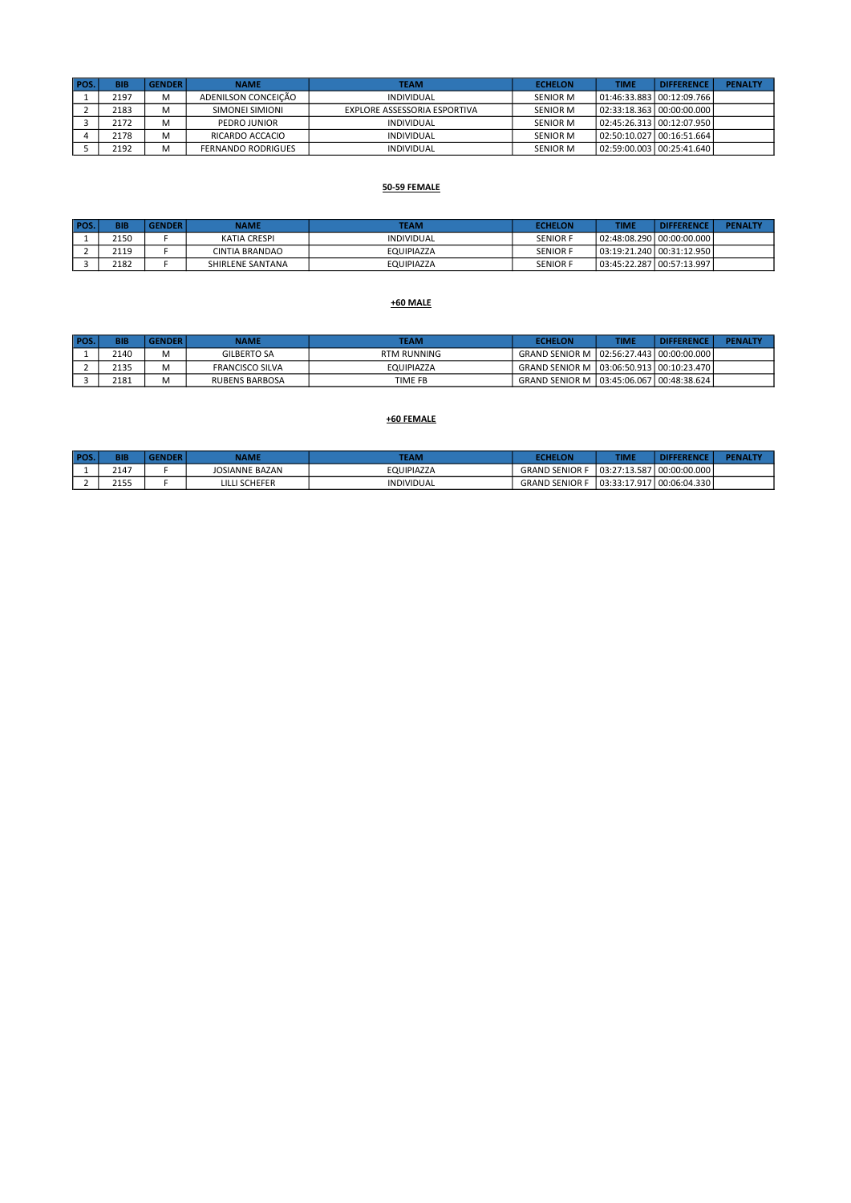| POS. | BIB | GENDER | NAME | TEAM | ECHELON | TIME | DIFFERENCE | PENALTY |
|---|---|---|---|---|---|---|---|---|
| 1 | 2197 | M | ADENILSON CONCEIÇÃO | INDIVIDUAL | SENIOR M | 01:46:33.883 | 00:12:09.766 | |
| 2 | 2183 | M | SIMONEI SIMIONI | EXPLORE ASSESSORIA ESPORTIVA | SENIOR M | 02:33:18.363 | 00:00:00.000 | |
| 3 | 2172 | M | PEDRO JUNIOR | INDIVIDUAL | SENIOR M | 02:45:26.313 | 00:12:07.950 | |
| 4 | 2178 | M | RICARDO ACCACIO | INDIVIDUAL | SENIOR M | 02:50:10.027 | 00:16:51.664 | |
| 5 | 2192 | M | FERNANDO RODRIGUES | INDIVIDUAL | SENIOR M | 02:59:00.003 | 00:25:41.640 | |

**50-59 FEMALE**

| POS. | BIB | GENDER | NAME | TEAM | ECHELON | TIME | DIFFERENCE | PENALTY |
|---|---|---|---|---|---|---|---|---|
| 1 | 2150 | F | KATIA CRESPI | INDIVIDUAL | SENIOR F | 02:48:08.290 | 00:00:00.000 | |
| 2 | 2119 | F | CINTIA BRANDAO | EQUIPIAZZA | SENIOR F | 03:19:21.240 | 00:31:12.950 | |
| 3 | 2182 | F | SHIRLENE SANTANA | EQUIPIAZZA | SENIOR F | 03:45:22.287 | 00:57:13.997 | |

**+60 MALE**

| POS. | BIB | GENDER | NAME | TEAM | ECHELON | TIME | DIFFERENCE | PENALTY |
|---|---|---|---|---|---|---|---|---|
| 1 | 2140 | M | GILBERTO SA | RTM RUNNING | GRAND SENIOR M | 02:56:27.443 | 00:00:00.000 | |
| 2 | 2135 | M | FRANCISCO SILVA | EQUIPIAZZA | GRAND SENIOR M | 03:06:50.913 | 00:10:23.470 | |
| 3 | 2181 | M | RUBENS BARBOSA | TIME FB | GRAND SENIOR M | 03:45:06.067 | 00:48:38.624 | |

**+60 FEMALE**

| POS. | BIB | GENDER | NAME | TEAM | ECHELON | TIME | DIFFERENCE | PENALTY |
|---|---|---|---|---|---|---|---|---|
| 1 | 2147 | F | JOSIANNE BAZAN | EQUIPIAZZA | GRAND SENIOR F | 03:27:13.587 | 00:00:00.000 | |
| 2 | 2155 | F | LILLI SCHEFER | INDIVIDUAL | GRAND SENIOR F | 03:33:17.917 | 00:06:04.330 | |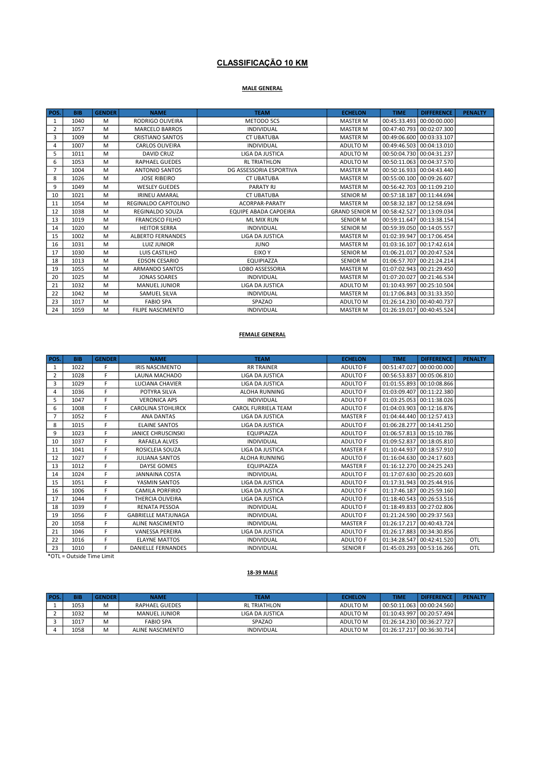# CLASSIFICAÇÃO 10 KM

## MALE GENERAL

| POS. | BIB | GENDER | NAME | TEAM | ECHELON | TIME | DIFFERENCE | PENALTY |
|---|---|---|---|---|---|---|---|---|
| 1 | 1040 | M | RODRIGO OLIVEIRA | METODO 5CS | MASTER M | 00:45:33.493 | 00:00:00.000 | |
| 2 | 1057 | M | MARCELO BARROS | INDIVIDUAL | MASTER M | 00:47:40.793 | 00:02:07.300 | |
| 3 | 1009 | M | CRISTIANO SANTOS | CT UBATUBA | MASTER M | 00:49:06.600 | 00:03:33.107 | |
| 4 | 1007 | M | CARLOS OLIVEIRA | INDIVIDUAL | ADULTO M | 00:49:46.503 | 00:04:13.010 | |
| 5 | 1011 | M | DAVID CRUZ | LIGA DA JUSTICA | ADULTO M | 00:50:04.730 | 00:04:31.237 | |
| 6 | 1053 | M | RAPHAEL GUEDES | RL TRIATHLON | ADULTO M | 00:50:11.063 | 00:04:37.570 | |
| 7 | 1004 | M | ANTONIO SANTOS | DG ASSESSORIA ESPORTIVA | MASTER M | 00:50:16.933 | 00:04:43.440 | |
| 8 | 1026 | M | JOSE RIBEIRO | CT UBATUBA | MASTER M | 00:55:00.100 | 00:09:26.607 | |
| 9 | 1049 | M | WESLEY GUEDES | PARATY RJ | MASTER M | 00:56:42.703 | 00:11:09.210 | |
| 10 | 1021 | M | IRINEU AMARAL | CT UBATUBA | SENIOR M | 00:57:18.187 | 00:11:44.694 | |
| 11 | 1054 | M | REGINALDO CAPITOLINO | ACORPAR-PARATY | MASTER M | 00:58:32.187 | 00:12:58.694 | |
| 12 | 1038 | M | REGINALDO SOUZA | EQUIPE ABADA CAPOEIRA | GRAND SENIOR M | 00:58:42.527 | 00:13:09.034 | |
| 13 | 1019 | M | FRANCISCO FILHO | ML MIX RUN | SENIOR M | 00:59:11.647 | 00:13:38.154 | |
| 14 | 1020 | M | HEITOR SERRA | INDIVIDUAL | SENIOR M | 00:59:39.050 | 00:14:05.557 | |
| 15 | 1002 | M | ALBERTO FERNANDES | LIGA DA JUSTICA | MASTER M | 01:02:39.947 | 00:17:06.454 | |
| 16 | 1031 | M | LUIZ JUNIOR | JUNO | MASTER M | 01:03:16.107 | 00:17:42.614 | |
| 17 | 1030 | M | LUIS CASTILHO | EIXO Y | SENIOR M | 01:06:21.017 | 00:20:47.524 | |
| 18 | 1013 | M | EDSON CESARIO | EQUIPIAZZA | SENIOR M | 01:06:57.707 | 00:21:24.214 | |
| 19 | 1055 | M | ARMANDO SANTOS | LOBO ASSESSORIA | MASTER M | 01:07:02.943 | 00:21:29.450 | |
| 20 | 1025 | M | JONAS SOARES | INDIVIDUAL | MASTER M | 01:07:20.027 | 00:21:46.534 | |
| 21 | 1032 | M | MANUEL JUNIOR | LIGA DA JUSTICA | ADULTO M | 01:10:43.997 | 00:25:10.504 | |
| 22 | 1042 | M | SAMUEL SILVA | INDIVIDUAL | MASTER M | 01:17:06.843 | 00:31:33.350 | |
| 23 | 1017 | M | FABIO SPA | SPAZAO | ADULTO M | 01:26:14.230 | 00:40:40.737 | |
| 24 | 1059 | M | FILIPE NASCIMENTO | INDIVIDUAL | MASTER M | 01:26:19.017 | 00:40:45.524 | |

## FEMALE GENERAL

| POS. | BIB | GENDER | NAME | TEAM | ECHELON | TIME | DIFFERENCE | PENALTY |
|---|---|---|---|---|---|---|---|---|
| 1 | 1022 | F | IRIS NASCIMENTO | RR TRAINER | ADULTO F | 00:51:47.027 | 00:00:00.000 | |
| 2 | 1028 | F | LAUNA MACHADO | LIGA DA JUSTICA | ADULTO F | 00:56:53.837 | 00:05:06.810 | |
| 3 | 1029 | F | LUCIANA CHAVIER | LIGA DA JUSTICA | ADULTO F | 01:01:55.893 | 00:10:08.866 | |
| 4 | 1036 | F | POTYRA SILVA | ALOHA RUNNING | ADULTO F | 01:03:09.407 | 00:11:22.380 | |
| 5 | 1047 | F | VERONICA APS | INDIVIDUAL | ADULTO F | 01:03:25.053 | 00:11:38.026 | |
| 6 | 1008 | F | CAROLINA STOHLIRCK | CAROL FURRIELA TEAM | ADULTO F | 01:04:03.903 | 00:12:16.876 | |
| 7 | 1052 | F | ANA DANTAS | LIGA DA JUSTICA | MASTER F | 01:04:44.440 | 00:12:57.413 | |
| 8 | 1015 | F | ELAINE SANTOS | LIGA DA JUSTICA | ADULTO F | 01:06:28.277 | 00:14:41.250 | |
| 9 | 1023 | F | JANICE CHRUSCINSKI | EQUIPIAZZA | ADULTO F | 01:06:57.813 | 00:15:10.786 | |
| 10 | 1037 | F | RAFAELA ALVES | INDIVIDUAL | ADULTO F | 01:09:52.837 | 00:18:05.810 | |
| 11 | 1041 | F | ROSICLEIA SOUZA | LIGA DA JUSTICA | MASTER F | 01:10:44.937 | 00:18:57.910 | |
| 12 | 1027 | F | JULIANA SANTOS | ALOHA RUNNING | ADULTO F | 01:16:04.630 | 00:24:17.603 | |
| 13 | 1012 | F | DAYSE GOMES | EQUIPIAZZA | MASTER F | 01:16:12.270 | 00:24:25.243 | |
| 14 | 1024 | F | JANNAINA COSTA | INDIVIDUAL | ADULTO F | 01:17:07.630 | 00:25:20.603 | |
| 15 | 1051 | F | YASMIN SANTOS | LIGA DA JUSTICA | ADULTO F | 01:17:31.943 | 00:25:44.916 | |
| 16 | 1006 | F | CAMILA PORFIRIO | LIGA DA JUSTICA | ADULTO F | 01:17:46.187 | 00:25:59.160 | |
| 17 | 1044 | F | THERCIA OLIVEIRA | LIGA DA JUSTICA | ADULTO F | 01:18:40.543 | 00:26:53.516 | |
| 18 | 1039 | F | RENATA PESSOA | INDIVIDUAL | ADULTO F | 01:18:49.833 | 00:27:02.806 | |
| 19 | 1056 | F | GABRIELLE MATJUNAGA | INDIVIDUAL | ADULTO F | 01:21:24.590 | 00:29:37.563 | |
| 20 | 1058 | F | ALINE NASCIMENTO | INDIVIDUAL | MASTER F | 01:26:17.217 | 00:40:43.724 | |
| 21 | 1046 | F | VANESSA PEREIRA | LIGA DA JUSTICA | ADULTO F | 01:26:17.883 | 00:34:30.856 | |
| 22 | 1016 | F | ELAYNE MATTOS | INDIVIDUAL | ADULTO F | 01:34:28.547 | 00:42:41.520 | OTL |
| 23 | 1010 | F | DANIELLE FERNANDES | INDIVIDUAL | SENIOR F | 01:45:03.293 | 00:53:16.266 | OTL |

*OTL = Outside Time Limit

## 18-39 MALE

| POS. | BIB | GENDER | NAME | TEAM | ECHELON | TIME | DIFFERENCE | PENALTY |
|---|---|---|---|---|---|---|---|---|
| 1 | 1053 | M | RAPHAEL GUEDES | RL TRIATHLON | ADULTO M | 00:50:11.063 | 00:00:24.560 | |
| 2 | 1032 | M | MANUEL JUNIOR | LIGA DA JUSTICA | ADULTO M | 01:10:43.997 | 00:20:57.494 | |
| 3 | 1017 | M | FABIO SPA | SPAZAO | ADULTO M | 01:26:14.230 | 00:36:27.727 | |
| 4 | 1058 | M | ALINE NASCIMENTO | INDIVIDUAL | ADULTO M | 01:26:17.217 | 00:36:30.714 | |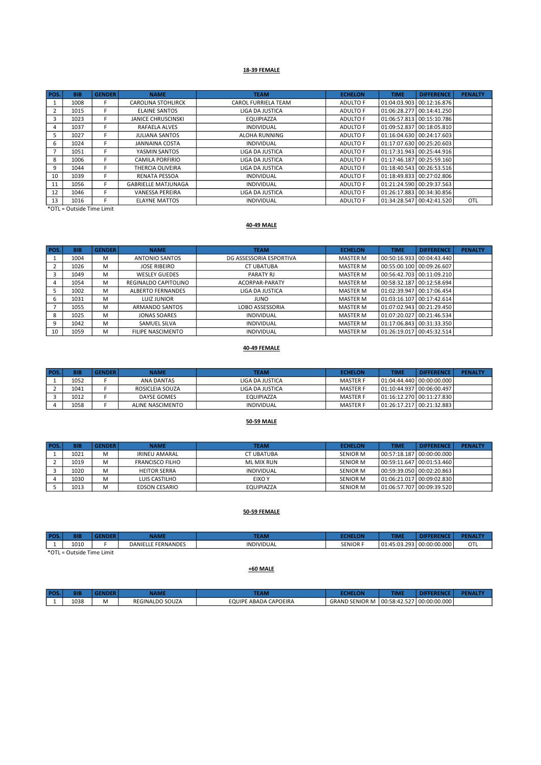**18-39 FEMALE**

| POS. | BIB | GENDER | NAME | TEAM | ECHELON | TIME | DIFFERENCE | PENALTY |
|---|---|---|---|---|---|---|---|---|
| 1 | 1008 | F | CAROLINA STOHLIRCK | CAROL FURRIELA TEAM | ADULTO F | 01:04:03.903 | 00:12:16.876 | |
| 2 | 1015 | F | ELAINE SANTOS | LIGA DA JUSTICA | ADULTO F | 01:06:28.277 | 00:14:41.250 | |
| 3 | 1023 | F | JANICE CHRUSCINSKI | EQUIPIAZZA | ADULTO F | 01:06:57.813 | 00:15:10.786 | |
| 4 | 1037 | F | RAFAELA ALVES | INDIVIDUAL | ADULTO F | 01:09:52.837 | 00:18:05.810 | |
| 5 | 1027 | F | JULIANA SANTOS | ALOHA RUNNING | ADULTO F | 01:16:04.630 | 00:24:17.603 | |
| 6 | 1024 | F | JANNAINA COSTA | INDIVIDUAL | ADULTO F | 01:17:07.630 | 00:25:20.603 | |
| 7 | 1051 | F | YASMIN SANTOS | LIGA DA JUSTICA | ADULTO F | 01:17:31.943 | 00:25:44.916 | |
| 8 | 1006 | F | CAMILA PORFIRIO | LIGA DA JUSTICA | ADULTO F | 01:17:46.187 | 00:25:59.160 | |
| 9 | 1044 | F | THERCIA OLIVEIRA | LIGA DA JUSTICA | ADULTO F | 01:18:40.543 | 00:26:53.516 | |
| 10 | 1039 | F | RENATA PESSOA | INDIVIDUAL | ADULTO F | 01:18:49.833 | 00:27:02.806 | |
| 11 | 1056 | F | GABRIELLE MATJUNAGA | INDIVIDUAL | ADULTO F | 01:21:24.590 | 00:29:37.563 | |
| 12 | 1046 | F | VANESSA PEREIRA | LIGA DA JUSTICA | ADULTO F | 01:26:17.883 | 00:34:30.856 | |
| 13 | 1016 | F | ELAYNE MATTOS | INDIVIDUAL | ADULTO F | 01:34:28.547 | 00:42:41.520 | OTL |

*OTL = Outside Time Limit

**40-49 MALE**

| POS. | BIB | GENDER | NAME | TEAM | ECHELON | TIME | DIFFERENCE | PENALTY |
|---|---|---|---|---|---|---|---|---|
| 1 | 1004 | M | ANTONIO SANTOS | DG ASSESSORIA ESPORTIVA | MASTER M | 00:50:16.933 | 00:04:43.440 | |
| 2 | 1026 | M | JOSE RIBEIRO | CT UBATUBA | MASTER M | 00:55:00.100 | 00:09:26.607 | |
| 3 | 1049 | M | WESLEY GUEDES | PARATY RJ | MASTER M | 00:56:42.703 | 00:11:09.210 | |
| 4 | 1054 | M | REGINALDO CAPITOLINO | ACORPAR-PARATY | MASTER M | 00:58:32.187 | 00:12:58.694 | |
| 5 | 1002 | M | ALBERTO FERNANDES | LIGA DA JUSTICA | MASTER M | 01:02:39.947 | 00:17:06.454 | |
| 6 | 1031 | M | LUIZ JUNIOR | JUNO | MASTER M | 01:03:16.107 | 00:17:42.614 | |
| 7 | 1055 | M | ARMANDO SANTOS | LOBO ASSESSORIA | MASTER M | 01:07:02.943 | 00:21:29.450 | |
| 8 | 1025 | M | JONAS SOARES | INDIVIDUAL | MASTER M | 01:07:20.027 | 00:21:46.534 | |
| 9 | 1042 | M | SAMUEL SILVA | INDIVIDUAL | MASTER M | 01:17:06.843 | 00:31:33.350 | |
| 10 | 1059 | M | FILIPE NASCIMENTO | INDIVIDUAL | MASTER M | 01:26:19.017 | 00:45:32.514 | |

**40-49 FEMALE**

| POS. | BIB | GENDER | NAME | TEAM | ECHELON | TIME | DIFFERENCE | PENALTY |
|---|---|---|---|---|---|---|---|---|
| 1 | 1052 | F | ANA DANTAS | LIGA DA JUSTICA | MASTER F | 01:04:44.440 | 00:00:00.000 | |
| 2 | 1041 | F | ROSICLEIA SOUZA | LIGA DA JUSTICA | MASTER F | 01:10:44.937 | 00:06:00.497 | |
| 3 | 1012 | F | DAYSE GOMES | EQUIPIAZZA | MASTER F | 01:16:12.270 | 00:11:27.830 | |
| 4 | 1058 | F | ALINE NASCIMENTO | INDIVIDUAL | MASTER F | 01:26:17.217 | 00:21:32.883 | |

**50-59 MALE**

| POS. | BIB | GENDER | NAME | TEAM | ECHELON | TIME | DIFFERENCE | PENALTY |
|---|---|---|---|---|---|---|---|---|
| 1 | 1021 | M | IRINEU AMARAL | CT UBATUBA | SENIOR M | 00:57:18.187 | 00:00:00.000 | |
| 2 | 1019 | M | FRANCISCO FILHO | ML MIX RUN | SENIOR M | 00:59:11.647 | 00:01:53.460 | |
| 3 | 1020 | M | HEITOR SERRA | INDIVIDUAL | SENIOR M | 00:59:39.050 | 00:02:20.863 | |
| 4 | 1030 | M | LUIS CASTILHO | EIXO Y | SENIOR M | 01:06:21.017 | 00:09:02.830 | |
| 5 | 1013 | M | EDSON CESARIO | EQUIPIAZZA | SENIOR M | 01:06:57.707 | 00:09:39.520 | |

**50-59 FEMALE**

| POS. | BIB | GENDER | NAME | TEAM | ECHELON | TIME | DIFFERENCE | PENALTY |
|---|---|---|---|---|---|---|---|---|
| 1 | 1010 | F | DANIELLE FERNANDES | INDIVIDUAL | SENIOR F | 01:45:03.293 | 00:00:00.000 | OTL |

*OTL = Outside Time Limit

**+60 MALE**

| POS. | BIB | GENDER | NAME | TEAM | ECHELON | TIME | DIFFERENCE | PENALTY |
|---|---|---|---|---|---|---|---|---|
| 1 | 1038 | M | REGINALDO SOUZA | EQUIPE ABADA CAPOEIRA | GRAND SENIOR M | 00:58:42.527 | 00:00:00.000 | |